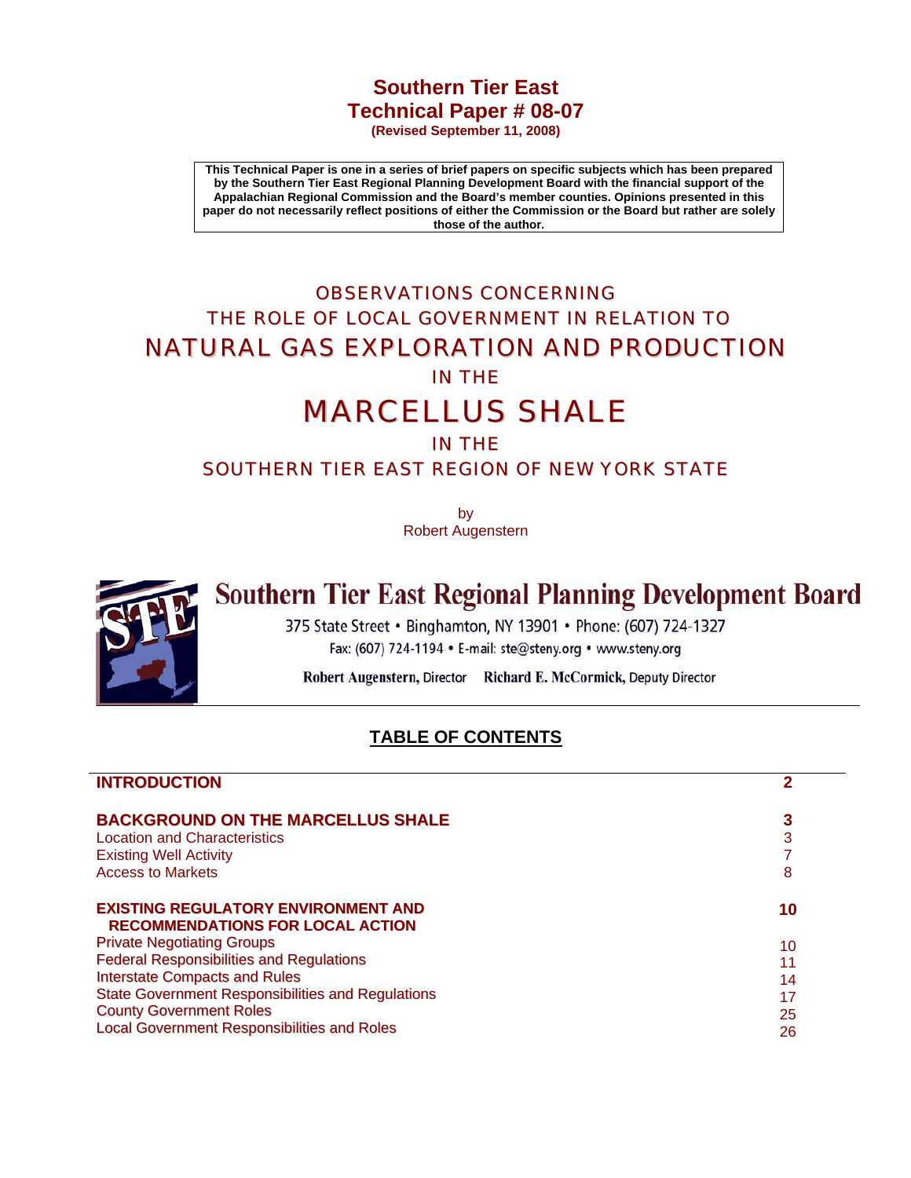# Southern Tier East
# Technical Paper # 08-07

**(Revised September 11, 2008)**

**This Technical Paper is one in a series of brief papers on specific subjects which has been prepared by the Southern Tier East Regional Planning Development Board with the financial support of the Appalachian Regional Commission and the Board's member counties. Opinions presented in this paper do not necessarily reflect positions of either the Commission or the Board but rather are solely those of the author.**

## OBSERVATIONS CONCERNING THE ROLE OF LOCAL GOVERNMENT IN RELATION TO NATURAL GAS EXPLORATION AND PRODUCTION IN THE MARCELLUS SHALE IN THE SOUTHERN TIER EAST REGION OF NEW YORK STATE

by
Robert Augenstern

**Southern Tier East Regional Planning Development Board**

375 State Street • Binghamton, NY 13901 • Phone: (607) 724-1327
Fax: (607) 724-1194 • E-mail: ste@steny.org • www.steny.org

**Robert Augenstern,** Director **Richard E. McCormick,** Deputy Director

## TABLE OF CONTENTS

| | |
|---|---|
| **INTRODUCTION** | **2** |
| **BACKGROUND ON THE MARCELLUS SHALE** | **3** |
| Location and Characteristics | 3 |
| Existing Well Activity | 7 |
| Access to Markets | 8 |
| **EXISTING REGULATORY ENVIRONMENT AND RECOMMENDATIONS FOR LOCAL ACTION** | **10** |
| Private Negotiating Groups | 10 |
| Federal Responsibilities and Regulations | 11 |
| Interstate Compacts and Rules | 14 |
| State Government Responsibilities and Regulations | 17 |
| County Government Roles | 25 |
| Local Government Responsibilities and Roles | 26 |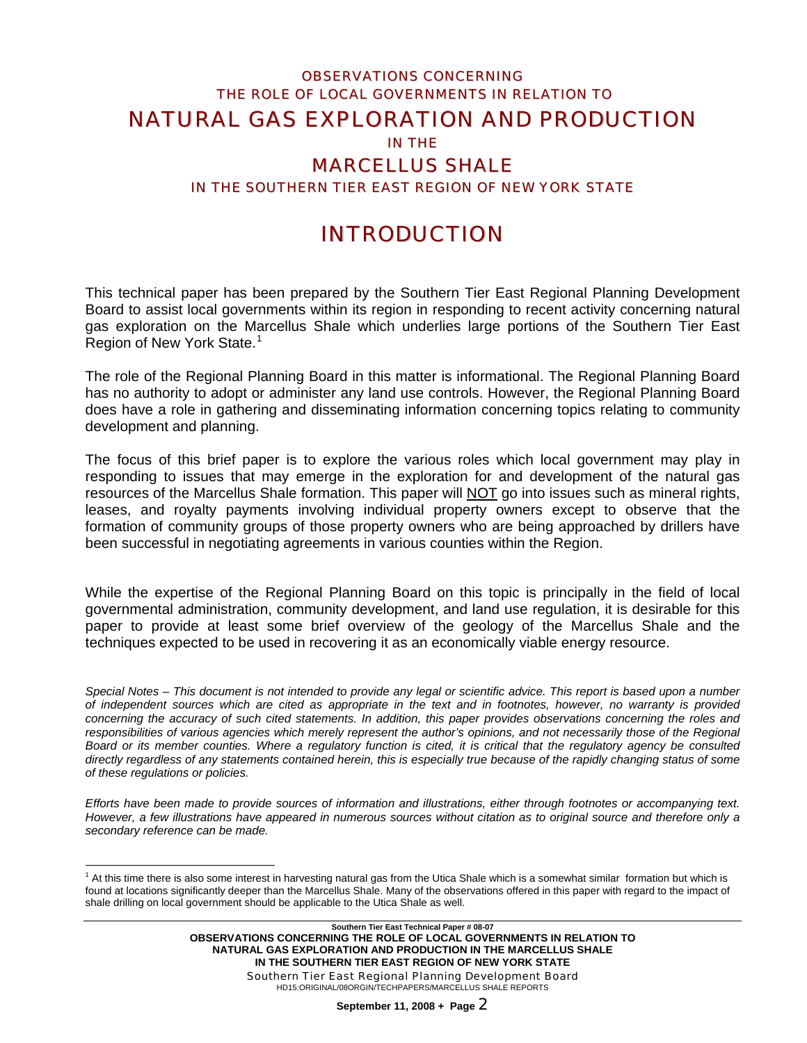# OBSERVATIONS CONCERNING THE ROLE OF LOCAL GOVERNMENTS IN RELATION TO NATURAL GAS EXPLORATION AND PRODUCTION IN THE MARCELLUS SHALE IN THE SOUTHERN TIER EAST REGION OF NEW YORK STATE

## INTRODUCTION

This technical paper has been prepared by the Southern Tier East Regional Planning Development Board to assist local governments within its region in responding to recent activity concerning natural gas exploration on the Marcellus Shale which underlies large portions of the Southern Tier East Region of New York State.[1]

The role of the Regional Planning Board in this matter is informational. The Regional Planning Board has no authority to adopt or administer any land use controls. However, the Regional Planning Board does have a role in gathering and disseminating information concerning topics relating to community development and planning.

The focus of this brief paper is to explore the various roles which local government may play in responding to issues that may emerge in the exploration for and development of the natural gas resources of the Marcellus Shale formation. This paper will NOT go into issues such as mineral rights, leases, and royalty payments involving individual property owners except to observe that the formation of community groups of those property owners who are being approached by drillers have been successful in negotiating agreements in various counties within the Region.

While the expertise of the Regional Planning Board on this topic is principally in the field of local governmental administration, community development, and land use regulation, it is desirable for this paper to provide at least some brief overview of the geology of the Marcellus Shale and the techniques expected to be used in recovering it as an economically viable energy resource.

*Special Notes – This document is not intended to provide any legal or scientific advice. This report is based upon a number of independent sources which are cited as appropriate in the text and in footnotes, however, no warranty is provided concerning the accuracy of such cited statements. In addition, this paper provides observations concerning the roles and responsibilities of various agencies which merely represent the author's opinions, and not necessarily those of the Regional Board or its member counties. Where a regulatory function is cited, it is critical that the regulatory agency be consulted directly regardless of any statements contained herein, this is especially true because of the rapidly changing status of some of these regulations or policies.*

*Efforts have been made to provide sources of information and illustrations, either through footnotes or accompanying text. However, a few illustrations have appeared in numerous sources without citation as to original source and therefore only a secondary reference can be made.*

---

[1] At this time there is also some interest in harvesting natural gas from the Utica Shale which is a somewhat similar formation but which is found at locations significantly deeper than the Marcellus Shale. Many of the observations offered in this paper with regard to the impact of shale drilling on local government should be applicable to the Utica Shale as well.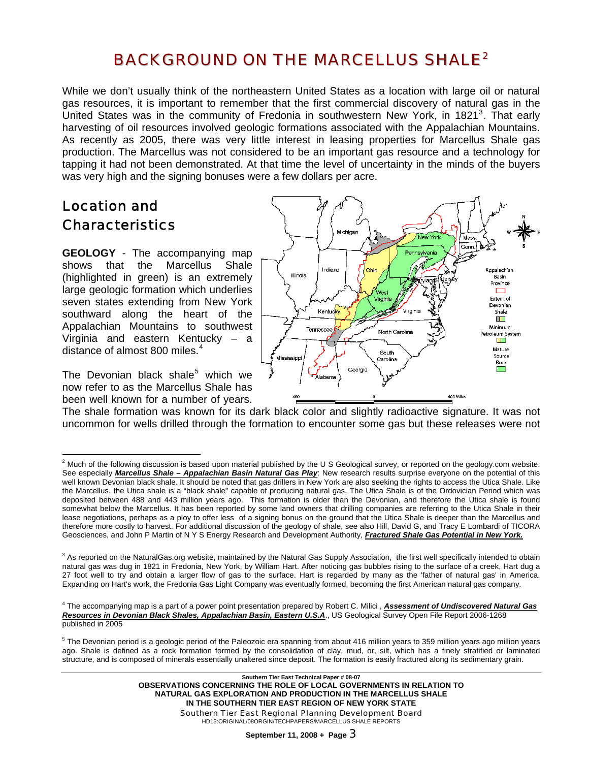# BACKGROUND ON THE MARCELLUS SHALE[2]

While we don't usually think of the northeastern United States as a location with large oil or natural gas resources, it is important to remember that the first commercial discovery of natural gas in the United States was in the community of Fredonia in southwestern New York, in 1821[3]. That early harvesting of oil resources involved geologic formations associated with the Appalachian Mountains. As recently as 2005, there was very little interest in leasing properties for Marcellus Shale gas production. The Marcellus was not considered to be an important gas resource and a technology for tapping it had not been demonstrated. At that time the level of uncertainty in the minds of the buyers was very high and the signing bonuses were a few dollars per acre.

## Location and Characteristics

**GEOLOGY** - The accompanying map shows that the Marcellus Shale (highlighted in green) is an extremely large geologic formation which underlies seven states extending from New York southward along the heart of the Appalachian Mountains to southwest Virginia and eastern Kentucky – a distance of almost 800 miles.[4]

The Devonian black shale[5] which we now refer to as the Marcellus Shale has been well known for a number of years. The shale formation was known for its dark black color and slightly radioactive signature. It was not uncommon for wells drilled through the formation to encounter some gas but these releases were not

---

[2] Much of the following discussion is based upon material published by the U S Geological survey, or reported on the geology.com website. See especially ***Marcellus Shale – Appalachian Basin Natural Gas Play***: New research results surprise everyone on the potential of this well known Devonian black shale. It should be noted that gas drillers in New York are also seeking the rights to access the Utica Shale. Like the Marcellus. the Utica shale is a "black shale" capable of producing natural gas. The Utica Shale is of the Ordovician Period which was deposited between 488 and 443 million years ago. This formation is older than the Devonian, and therefore the Utica shale is found somewhat below the Marcellus. It has been reported by some land owners that drilling companies are referring to the Utica Shale in their lease negotiations, perhaps as a ploy to offer less of a signing bonus on the ground that the Utica Shale is deeper than the Marcellus and therefore more costly to harvest. For additional discussion of the geology of shale, see also Hill, David G, and Tracy E Lombardi of TICORA Geosciences, and John P Martin of N Y S Energy Research and Development Authority, ***Fractured Shale Gas Potential in New York.***

[3] As reported on the NaturalGas.org website, maintained by the Natural Gas Supply Association, the first well specifically intended to obtain natural gas was dug in 1821 in Fredonia, New York, by William Hart. After noticing gas bubbles rising to the surface of a creek, Hart dug a 27 foot well to try and obtain a larger flow of gas to the surface. Hart is regarded by many as the 'father of natural gas' in America. Expanding on Hart's work, the Fredonia Gas Light Company was eventually formed, becoming the first American natural gas company.

[4] The accompanying map is a part of a power point presentation prepared by Robert C. Milici , ***Assessment of Undiscovered Natural Gas Resources in Devonian Black Shales, Appalachian Basin, Eastern U.S.A***., US Geological Survey Open File Report 2006-1268 published in 2005

[5] The Devonian period is a geologic period of the Paleozoic era spanning from about 416 million years to 359 million years ago million years ago. Shale is defined as a rock formation formed by the consolidation of clay, mud, or, silt, which has a finely stratified or laminated structure, and is composed of minerals essentially unaltered since deposit. The formation is easily fractured along its sedimentary grain.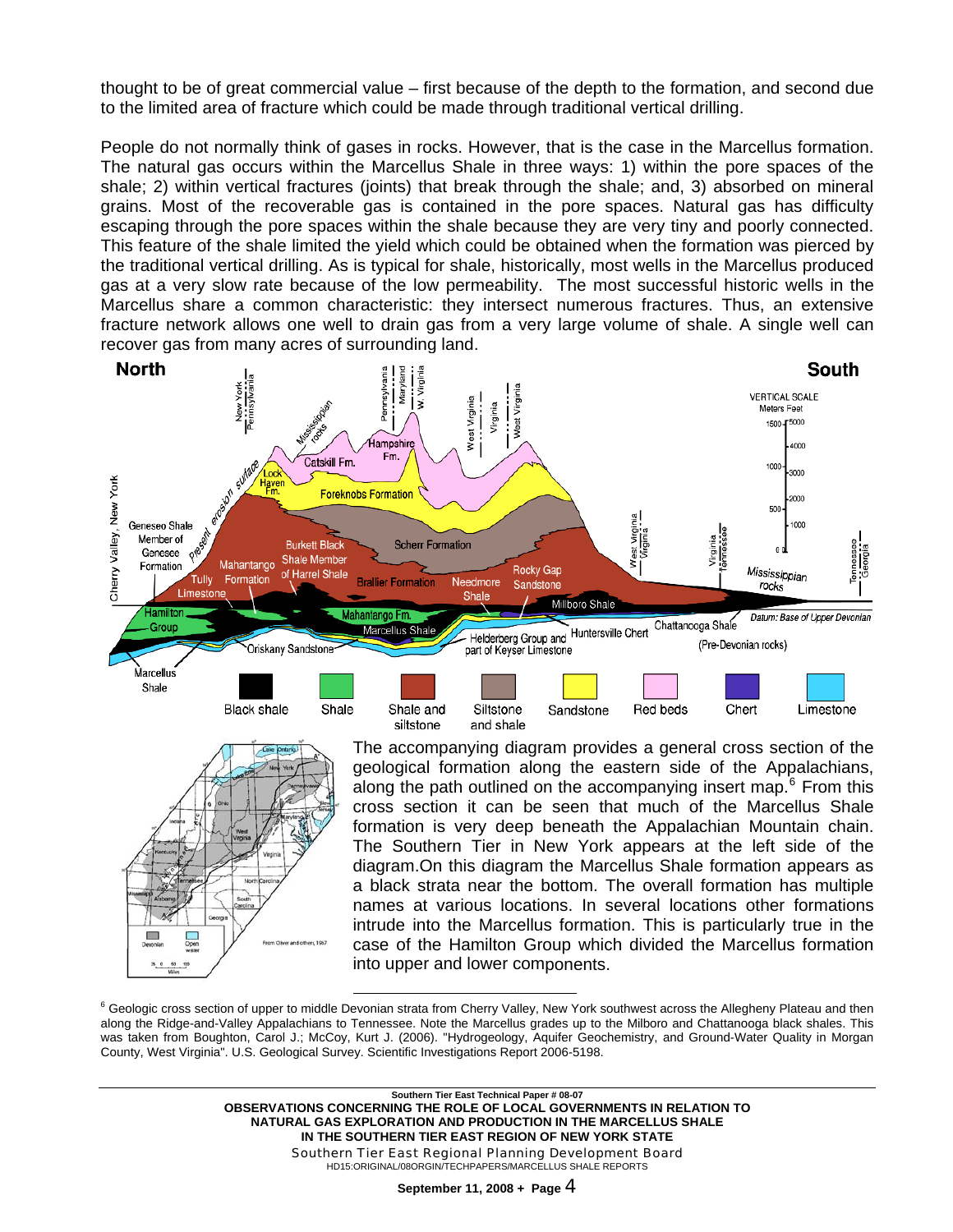thought to be of great commercial value – first because of the depth to the formation, and second due to the limited area of fracture which could be made through traditional vertical drilling.

People do not normally think of gases in rocks. However, that is the case in the Marcellus formation. The natural gas occurs within the Marcellus Shale in three ways: 1) within the pore spaces of the shale; 2) within vertical fractures (joints) that break through the shale; and, 3) absorbed on mineral grains. Most of the recoverable gas is contained in the pore spaces. Natural gas has difficulty escaping through the pore spaces within the shale because they are very tiny and poorly connected. This feature of the shale limited the yield which could be obtained when the formation was pierced by the traditional vertical drilling. As is typical for shale, historically, most wells in the Marcellus produced gas at a very slow rate because of the low permeability. The most successful historic wells in the Marcellus share a common characteristic: they intersect numerous fractures. Thus, an extensive fracture network allows one well to drain gas from a very large volume of shale. A single well can recover gas from many acres of surrounding land.

The accompanying diagram provides a general cross section of the geological formation along the eastern side of the Appalachians, along the path outlined on the accompanying insert map.[6] From this cross section it can be seen that much of the Marcellus Shale formation is very deep beneath the Appalachian Mountain chain. The Southern Tier in New York appears at the left side of the diagram.On this diagram the Marcellus Shale formation appears as a black strata near the bottom. The overall formation has multiple names at various locations. In several locations other formations intrude into the Marcellus formation. This is particularly true in the case of the Hamilton Group which divided the Marcellus formation into upper and lower components.

[6] Geologic cross section of upper to middle Devonian strata from Cherry Valley, New York southwest across the Allegheny Plateau and then along the Ridge-and-Valley Appalachians to Tennessee. Note the Marcellus grades up to the Milboro and Chattanooga black shales. This was taken from Boughton, Carol J.; McCoy, Kurt J. (2006). "Hydrogeology, Aquifer Geochemistry, and Ground-Water Quality in Morgan County, West Virginia". U.S. Geological Survey. Scientific Investigations Report 2006-5198.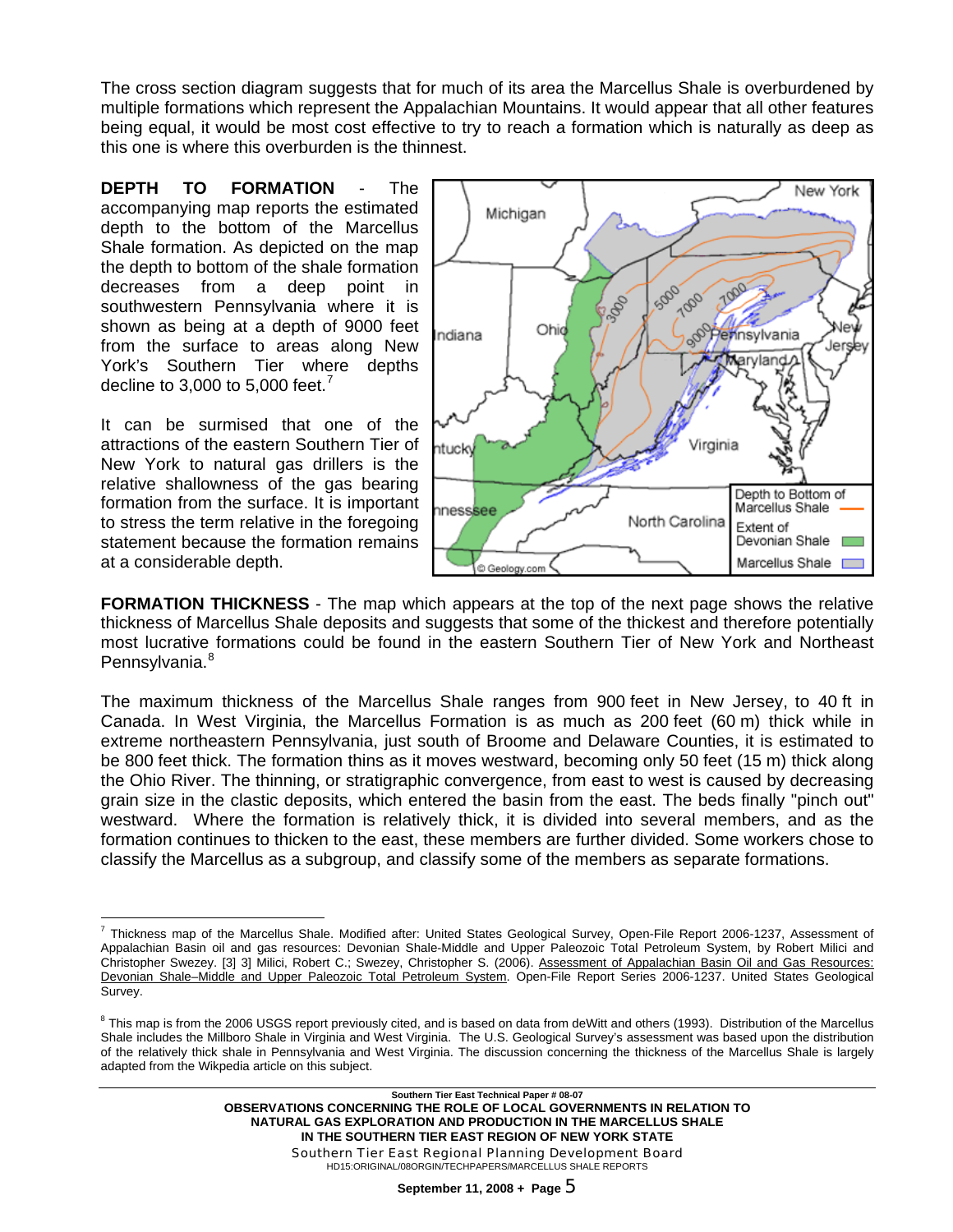The cross section diagram suggests that for much of its area the Marcellus Shale is overburdened by multiple formations which represent the Appalachian Mountains. It would appear that all other features being equal, it would be most cost effective to try to reach a formation which is naturally as deep as this one is where this overburden is the thinnest.

**DEPTH TO FORMATION** - The accompanying map reports the estimated depth to the bottom of the Marcellus Shale formation. As depicted on the map the depth to bottom of the shale formation decreases from a deep point in southwestern Pennsylvania where it is shown as being at a depth of 9000 feet from the surface to areas along New York's Southern Tier where depths decline to 3,000 to 5,000 feet.[7]

It can be surmised that one of the attractions of the eastern Southern Tier of New York to natural gas drillers is the relative shallowness of the gas bearing formation from the surface. It is important to stress the term relative in the foregoing statement because the formation remains at a considerable depth.

**FORMATION THICKNESS** - The map which appears at the top of the next page shows the relative thickness of Marcellus Shale deposits and suggests that some of the thickest and therefore potentially most lucrative formations could be found in the eastern Southern Tier of New York and Northeast Pennsylvania.[8]

The maximum thickness of the Marcellus Shale ranges from 900 feet in New Jersey, to 40 ft in Canada. In West Virginia, the Marcellus Formation is as much as 200 feet (60 m) thick while in extreme northeastern Pennsylvania, just south of Broome and Delaware Counties, it is estimated to be 800 feet thick. The formation thins as it moves westward, becoming only 50 feet (15 m) thick along the Ohio River. The thinning, or stratigraphic convergence, from east to west is caused by decreasing grain size in the clastic deposits, which entered the basin from the east. The beds finally "pinch out" westward. Where the formation is relatively thick, it is divided into several members, and as the formation continues to thicken to the east, these members are further divided. Some workers chose to classify the Marcellus as a subgroup, and classify some of the members as separate formations.

---

[7] Thickness map of the Marcellus Shale. Modified after: United States Geological Survey, Open-File Report 2006-1237, Assessment of Appalachian Basin oil and gas resources: Devonian Shale-Middle and Upper Paleozoic Total Petroleum System, by Robert Milici and Christopher Swezey. [3] 3] Milici, Robert C.; Swezey, Christopher S. (2006). Assessment of Appalachian Basin Oil and Gas Resources: Devonian Shale–Middle and Upper Paleozoic Total Petroleum System. Open-File Report Series 2006-1237. United States Geological Survey.

[8] This map is from the 2006 USGS report previously cited, and is based on data from deWitt and others (1993). Distribution of the Marcellus Shale includes the Millboro Shale in Virginia and West Virginia. The U.S. Geological Survey's assessment was based upon the distribution of the relatively thick shale in Pennsylvania and West Virginia. The discussion concerning the thickness of the Marcellus Shale is largely adapted from the Wikpedia article on this subject.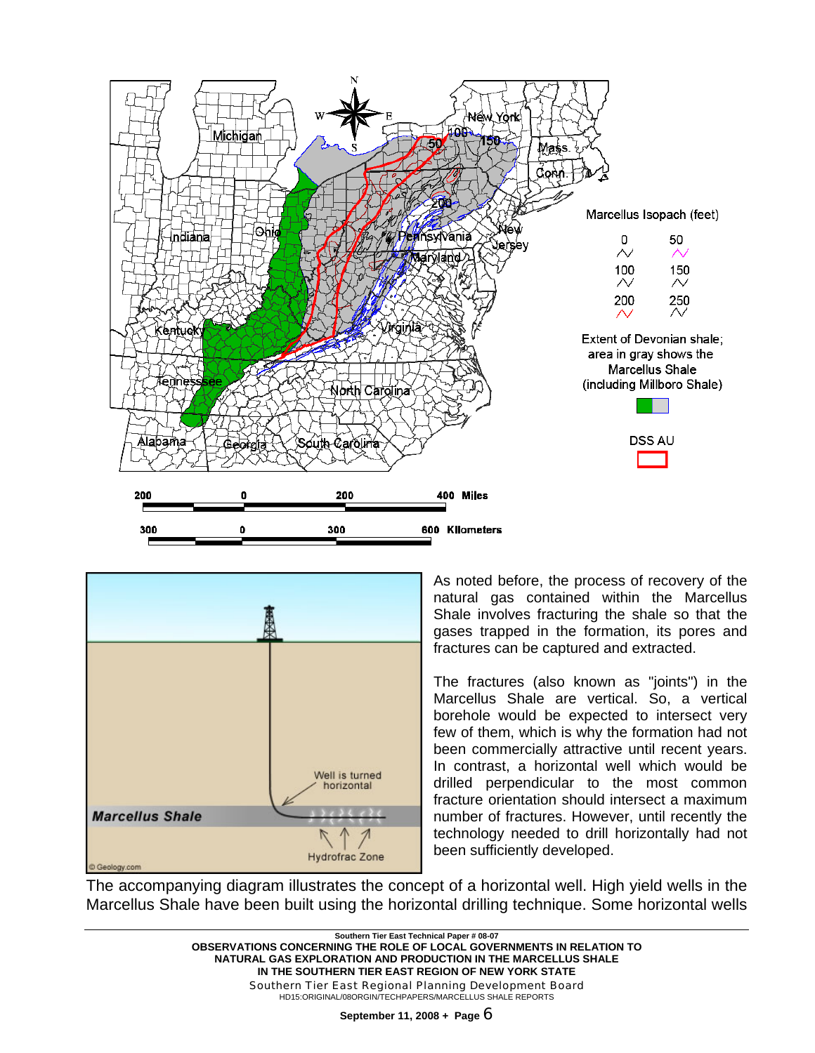As noted before, the process of recovery of the natural gas contained within the Marcellus Shale involves fracturing the shale so that the gases trapped in the formation, its pores and fractures can be captured and extracted.

The fractures (also known as "joints") in the Marcellus Shale are vertical. So, a vertical borehole would be expected to intersect very few of them, which is why the formation had not been commercially attractive until recent years. In contrast, a horizontal well which would be drilled perpendicular to the most common fracture orientation should intersect a maximum number of fractures. However, until recently the technology needed to drill horizontally had not been sufficiently developed.

The accompanying diagram illustrates the concept of a horizontal well. High yield wells in the Marcellus Shale have been built using the horizontal drilling technique. Some horizontal wells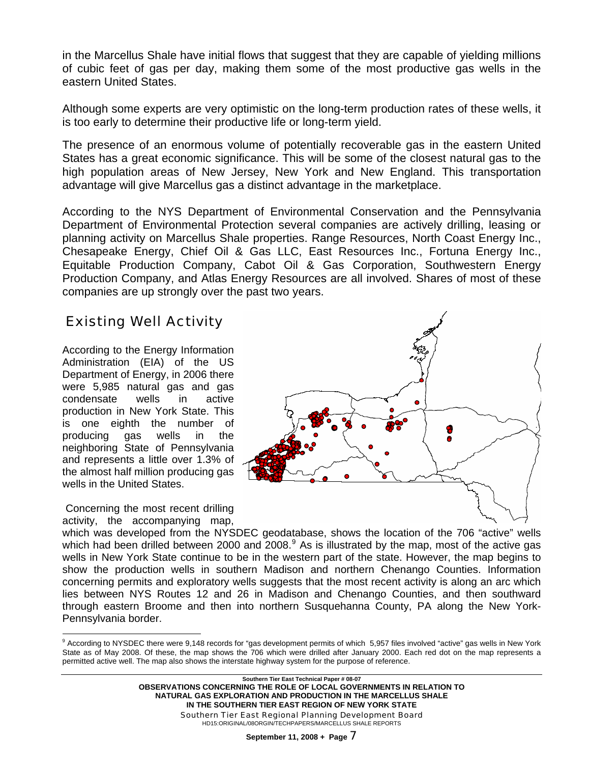in the Marcellus Shale have initial flows that suggest that they are capable of yielding millions of cubic feet of gas per day, making them some of the most productive gas wells in the eastern United States.

Although some experts are very optimistic on the long-term production rates of these wells, it is too early to determine their productive life or long-term yield.

The presence of an enormous volume of potentially recoverable gas in the eastern United States has a great economic significance. This will be some of the closest natural gas to the high population areas of New Jersey, New York and New England. This transportation advantage will give Marcellus gas a distinct advantage in the marketplace.

According to the NYS Department of Environmental Conservation and the Pennsylvania Department of Environmental Protection several companies are actively drilling, leasing or planning activity on Marcellus Shale properties. Range Resources, North Coast Energy Inc., Chesapeake Energy, Chief Oil & Gas LLC, East Resources Inc., Fortuna Energy Inc., Equitable Production Company, Cabot Oil & Gas Corporation, Southwestern Energy Production Company, and Atlas Energy Resources are all involved. Shares of most of these companies are up strongly over the past two years.

## Existing Well Activity

According to the Energy Information Administration (EIA) of the US Department of Energy, in 2006 there were 5,985 natural gas and gas condensate wells in active production in New York State. This is one eighth the number of producing gas wells in the neighboring State of Pennsylvania and represents a little over 1.3% of the almost half million producing gas wells in the United States.

Concerning the most recent drilling activity, the accompanying map, which was developed from the NYSDEC geodatabase, shows the location of the 706 "active" wells which had been drilled between 2000 and 2008.[9] As is illustrated by the map, most of the active gas wells in New York State continue to be in the western part of the state. However, the map begins to show the production wells in southern Madison and northern Chenango Counties. Information concerning permits and exploratory wells suggests that the most recent activity is along an arc which lies between NYS Routes 12 and 26 in Madison and Chenango Counties, and then southward through eastern Broome and then into northern Susquehanna County, PA along the New York-Pennsylvania border.

---

[9] According to NYSDEC there were 9,148 records for "gas development permits of which 5,957 files involved "active" gas wells in New York State as of May 2008. Of these, the map shows the 706 which were drilled after January 2000. Each red dot on the map represents a permitted active well. The map also shows the interstate highway system for the purpose of reference.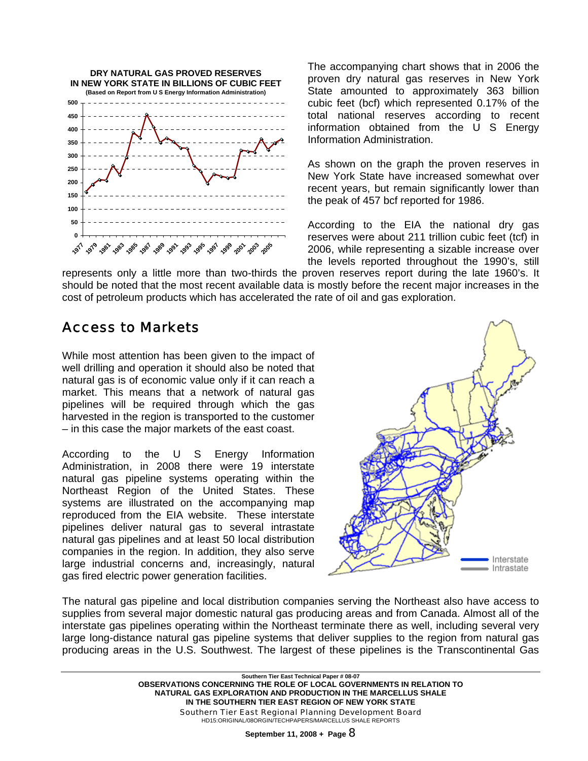**DRY NATURAL GAS PROVED RESERVES IN NEW YORK STATE IN BILLIONS OF CUBIC FEET**
**(Based on Report from U S Energy Information Administration)**

The accompanying chart shows that in 2006 the proven dry natural gas reserves in New York State amounted to approximately 363 billion cubic feet (bcf) which represented 0.17% of the total national reserves according to recent information obtained from the U S Energy Information Administration.

As shown on the graph the proven reserves in New York State have increased somewhat over recent years, but remain significantly lower than the peak of 457 bcf reported for 1986.

According to the EIA the national dry gas reserves were about 211 trillion cubic feet (tcf) in 2006, while representing a sizable increase over the levels reported throughout the 1990's, still represents only a little more than two-thirds the proven reserves report during the late 1960's. It should be noted that the most recent available data is mostly before the recent major increases in the cost of petroleum products which has accelerated the rate of oil and gas exploration.

## Access to Markets

While most attention has been given to the impact of well drilling and operation it should also be noted that natural gas is of economic value only if it can reach a market. This means that a network of natural gas pipelines will be required through which the gas harvested in the region is transported to the customer – in this case the major markets of the east coast.

According to the U S Energy Information Administration, in 2008 there were 19 interstate natural gas pipeline systems operating within the Northeast Region of the United States. These systems are illustrated on the accompanying map reproduced from the EIA website. These interstate pipelines deliver natural gas to several intrastate natural gas pipelines and at least 50 local distribution companies in the region. In addition, they also serve large industrial concerns and, increasingly, natural gas fired electric power generation facilities.

Interstate
Intrastate

The natural gas pipeline and local distribution companies serving the Northeast also have access to supplies from several major domestic natural gas producing areas and from Canada. Almost all of the interstate gas pipelines operating within the Northeast terminate there as well, including several very large long-distance natural gas pipeline systems that deliver supplies to the region from natural gas producing areas in the U.S. Southwest. The largest of these pipelines is the Transcontinental Gas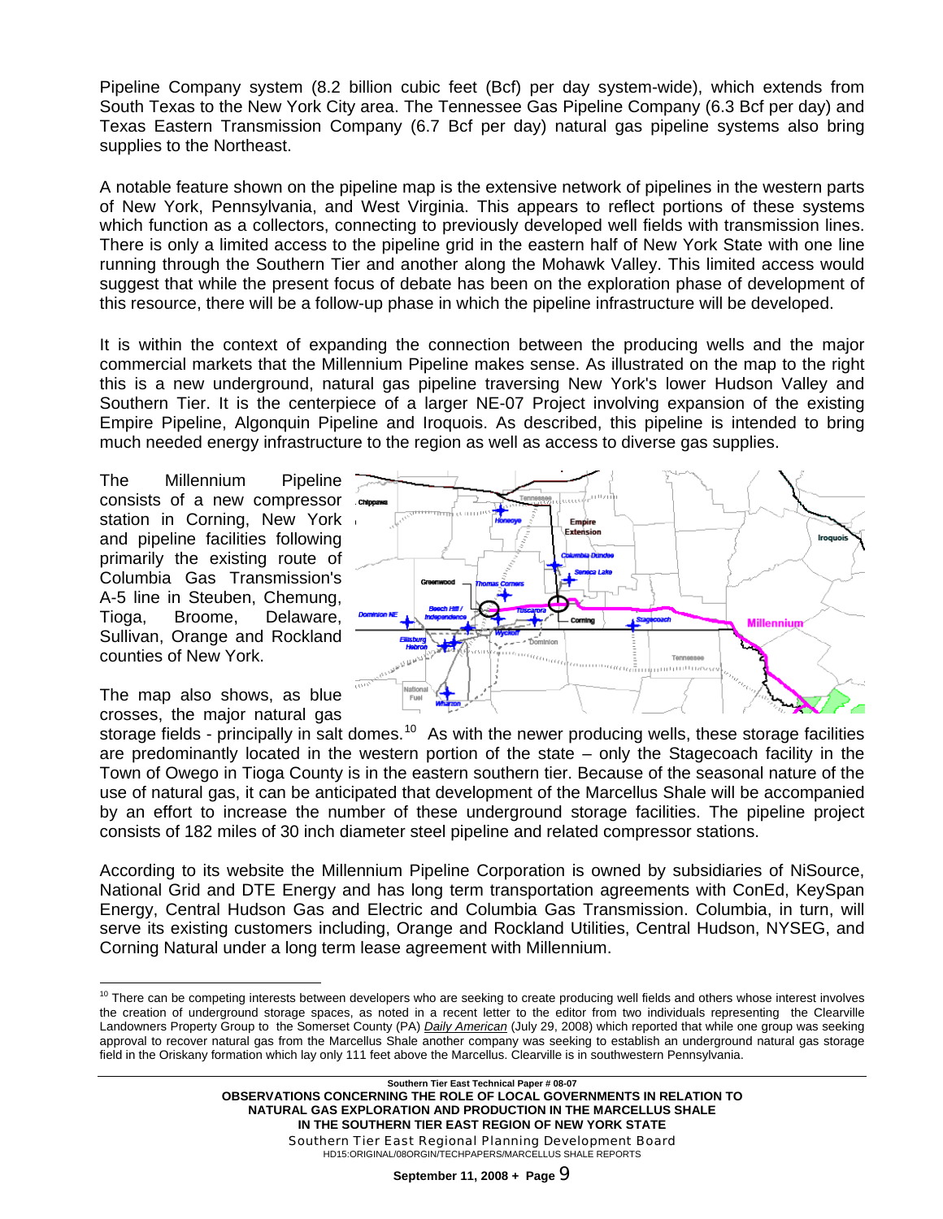Pipeline Company system (8.2 billion cubic feet (Bcf) per day system-wide), which extends from South Texas to the New York City area. The Tennessee Gas Pipeline Company (6.3 Bcf per day) and Texas Eastern Transmission Company (6.7 Bcf per day) natural gas pipeline systems also bring supplies to the Northeast.

A notable feature shown on the pipeline map is the extensive network of pipelines in the western parts of New York, Pennsylvania, and West Virginia. This appears to reflect portions of these systems which function as a collectors, connecting to previously developed well fields with transmission lines. There is only a limited access to the pipeline grid in the eastern half of New York State with one line running through the Southern Tier and another along the Mohawk Valley. This limited access would suggest that while the present focus of debate has been on the exploration phase of development of this resource, there will be a follow-up phase in which the pipeline infrastructure will be developed.

It is within the context of expanding the connection between the producing wells and the major commercial markets that the Millennium Pipeline makes sense. As illustrated on the map to the right this is a new underground, natural gas pipeline traversing New York's lower Hudson Valley and Southern Tier. It is the centerpiece of a larger NE-07 Project involving expansion of the existing Empire Pipeline, Algonquin Pipeline and Iroquois. As described, this pipeline is intended to bring much needed energy infrastructure to the region as well as access to diverse gas supplies.

The Millennium Pipeline consists of a new compressor station in Corning, New York and pipeline facilities following primarily the existing route of Columbia Gas Transmission's A-5 line in Steuben, Chemung, Tioga, Broome, Delaware, Sullivan, Orange and Rockland counties of New York.

The map also shows, as blue crosses, the major natural gas storage fields - principally in salt domes.[10] As with the newer producing wells, these storage facilities are predominantly located in the western portion of the state – only the Stagecoach facility in the Town of Owego in Tioga County is in the eastern southern tier. Because of the seasonal nature of the use of natural gas, it can be anticipated that development of the Marcellus Shale will be accompanied by an effort to increase the number of these underground storage facilities. The pipeline project consists of 182 miles of 30 inch diameter steel pipeline and related compressor stations.

According to its website the Millennium Pipeline Corporation is owned by subsidiaries of NiSource, National Grid and DTE Energy and has long term transportation agreements with ConEd, KeySpan Energy, Central Hudson Gas and Electric and Columbia Gas Transmission. Columbia, in turn, will serve its existing customers including, Orange and Rockland Utilities, Central Hudson, NYSEG, and Corning Natural under a long term lease agreement with Millennium.

[10] There can be competing interests between developers who are seeking to create producing well fields and others whose interest involves the creation of underground storage spaces, as noted in a recent letter to the editor from two individuals representing the Clearville Landowners Property Group to the Somerset County (PA) *Daily American* (July 29, 2008) which reported that while one group was seeking approval to recover natural gas from the Marcellus Shale another company was seeking to establish an underground natural gas storage field in the Oriskany formation which lay only 111 feet above the Marcellus. Clearville is in southwestern Pennsylvania.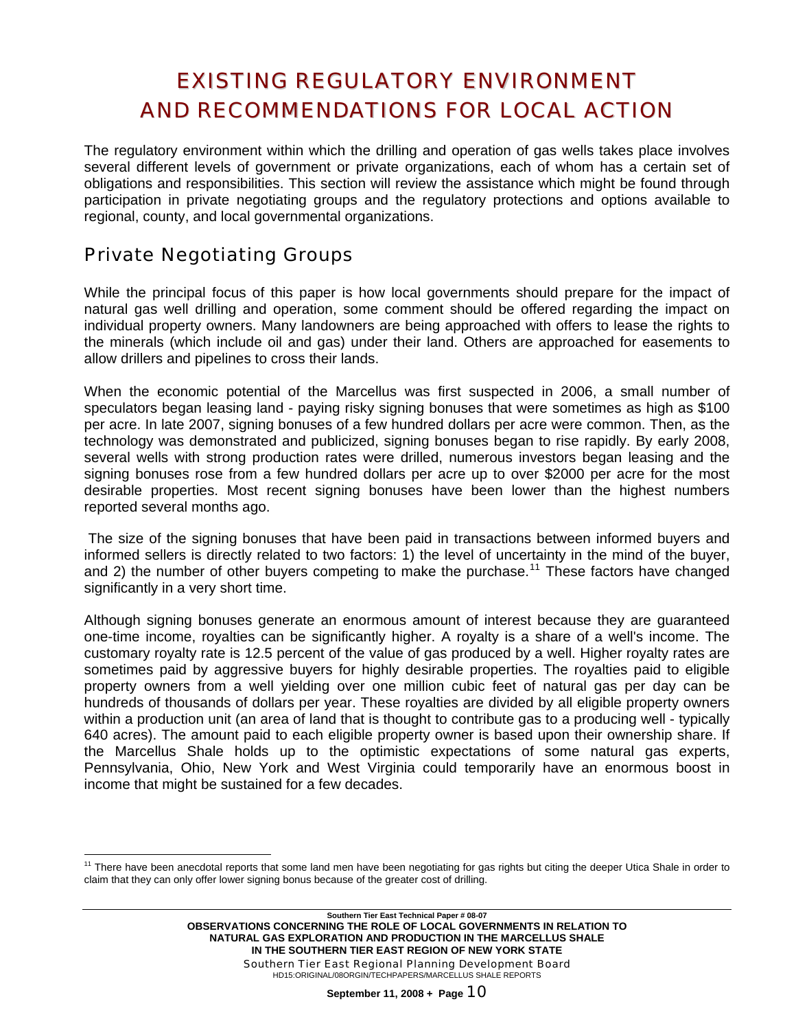# EXISTING REGULATORY ENVIRONMENT AND RECOMMENDATIONS FOR LOCAL ACTION

The regulatory environment within which the drilling and operation of gas wells takes place involves several different levels of government or private organizations, each of whom has a certain set of obligations and responsibilities. This section will review the assistance which might be found through participation in private negotiating groups and the regulatory protections and options available to regional, county, and local governmental organizations.

## Private Negotiating Groups

While the principal focus of this paper is how local governments should prepare for the impact of natural gas well drilling and operation, some comment should be offered regarding the impact on individual property owners. Many landowners are being approached with offers to lease the rights to the minerals (which include oil and gas) under their land. Others are approached for easements to allow drillers and pipelines to cross their lands.

When the economic potential of the Marcellus was first suspected in 2006, a small number of speculators began leasing land - paying risky signing bonuses that were sometimes as high as $100 per acre. In late 2007, signing bonuses of a few hundred dollars per acre were common. Then, as the technology was demonstrated and publicized, signing bonuses began to rise rapidly. By early 2008, several wells with strong production rates were drilled, numerous investors began leasing and the signing bonuses rose from a few hundred dollars per acre up to over $2000 per acre for the most desirable properties. Most recent signing bonuses have been lower than the highest numbers reported several months ago.

The size of the signing bonuses that have been paid in transactions between informed buyers and informed sellers is directly related to two factors: 1) the level of uncertainty in the mind of the buyer, and 2) the number of other buyers competing to make the purchase.[11] These factors have changed significantly in a very short time.

Although signing bonuses generate an enormous amount of interest because they are guaranteed one-time income, royalties can be significantly higher. A royalty is a share of a well's income. The customary royalty rate is 12.5 percent of the value of gas produced by a well. Higher royalty rates are sometimes paid by aggressive buyers for highly desirable properties. The royalties paid to eligible property owners from a well yielding over one million cubic feet of natural gas per day can be hundreds of thousands of dollars per year. These royalties are divided by all eligible property owners within a production unit (an area of land that is thought to contribute gas to a producing well - typically 640 acres). The amount paid to each eligible property owner is based upon their ownership share. If the Marcellus Shale holds up to the optimistic expectations of some natural gas experts, Pennsylvania, Ohio, New York and West Virginia could temporarily have an enormous boost in income that might be sustained for a few decades.

---

[11] There have been anecdotal reports that some land men have been negotiating for gas rights but citing the deeper Utica Shale in order to claim that they can only offer lower signing bonus because of the greater cost of drilling.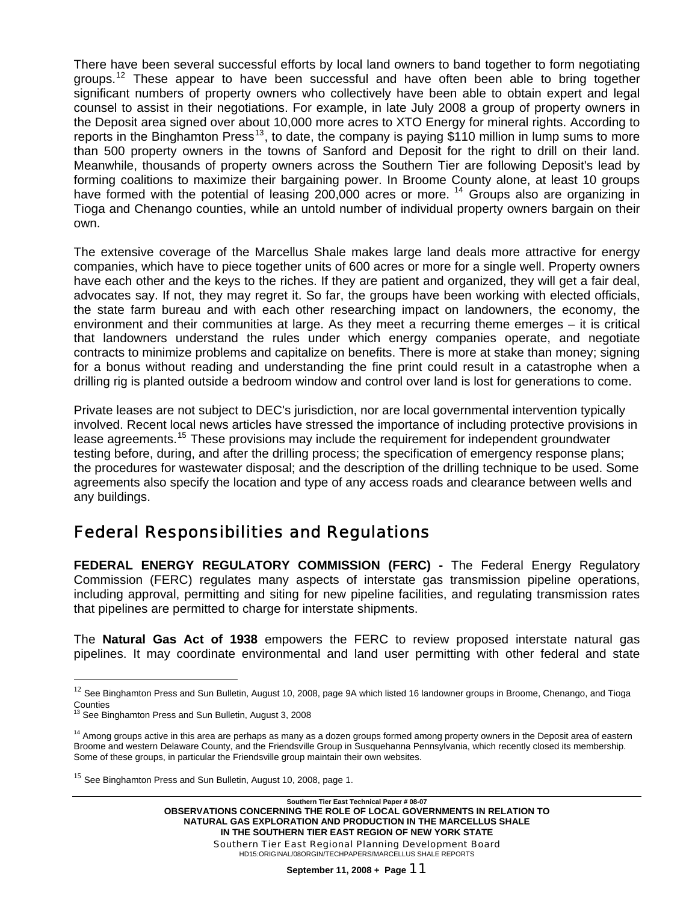There have been several successful efforts by local land owners to band together to form negotiating groups.[12] These appear to have been successful and have often been able to bring together significant numbers of property owners who collectively have been able to obtain expert and legal counsel to assist in their negotiations. For example, in late July 2008 a group of property owners in the Deposit area signed over about 10,000 more acres to XTO Energy for mineral rights. According to reports in the Binghamton Press[13], to date, the company is paying $110 million in lump sums to more than 500 property owners in the towns of Sanford and Deposit for the right to drill on their land. Meanwhile, thousands of property owners across the Southern Tier are following Deposit's lead by forming coalitions to maximize their bargaining power. In Broome County alone, at least 10 groups have formed with the potential of leasing 200,000 acres or more. [14] Groups also are organizing in Tioga and Chenango counties, while an untold number of individual property owners bargain on their own.

The extensive coverage of the Marcellus Shale makes large land deals more attractive for energy companies, which have to piece together units of 600 acres or more for a single well. Property owners have each other and the keys to the riches. If they are patient and organized, they will get a fair deal, advocates say. If not, they may regret it. So far, the groups have been working with elected officials, the state farm bureau and with each other researching impact on landowners, the economy, the environment and their communities at large. As they meet a recurring theme emerges – it is critical that landowners understand the rules under which energy companies operate, and negotiate contracts to minimize problems and capitalize on benefits. There is more at stake than money; signing for a bonus without reading and understanding the fine print could result in a catastrophe when a drilling rig is planted outside a bedroom window and control over land is lost for generations to come.

Private leases are not subject to DEC's jurisdiction, nor are local governmental intervention typically involved. Recent local news articles have stressed the importance of including protective provisions in lease agreements.[15] These provisions may include the requirement for independent groundwater testing before, during, and after the drilling process; the specification of emergency response plans; the procedures for wastewater disposal; and the description of the drilling technique to be used. Some agreements also specify the location and type of any access roads and clearance between wells and any buildings.

## Federal Responsibilities and Regulations

**FEDERAL ENERGY REGULATORY COMMISSION (FERC) -** The Federal Energy Regulatory Commission (FERC) regulates many aspects of interstate gas transmission pipeline operations, including approval, permitting and siting for new pipeline facilities, and regulating transmission rates that pipelines are permitted to charge for interstate shipments.

The **Natural Gas Act of 1938** empowers the FERC to review proposed interstate natural gas pipelines. It may coordinate environmental and land user permitting with other federal and state

---

[12] See Binghamton Press and Sun Bulletin, August 10, 2008, page 9A which listed 16 landowner groups in Broome, Chenango, and Tioga Counties

[13] See Binghamton Press and Sun Bulletin, August 3, 2008

[14] Among groups active in this area are perhaps as many as a dozen groups formed among property owners in the Deposit area of eastern Broome and western Delaware County, and the Friendsville Group in Susquehanna Pennsylvania, which recently closed its membership. Some of these groups, in particular the Friendsville group maintain their own websites.

[15] See Binghamton Press and Sun Bulletin, August 10, 2008, page 1.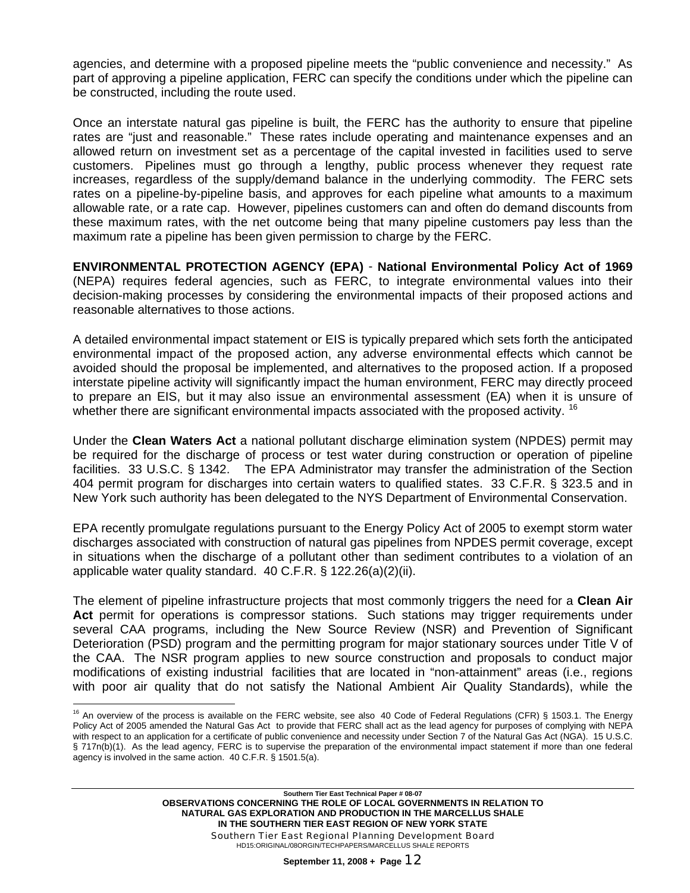agencies, and determine with a proposed pipeline meets the "public convenience and necessity." As part of approving a pipeline application, FERC can specify the conditions under which the pipeline can be constructed, including the route used.

Once an interstate natural gas pipeline is built, the FERC has the authority to ensure that pipeline rates are "just and reasonable." These rates include operating and maintenance expenses and an allowed return on investment set as a percentage of the capital invested in facilities used to serve customers. Pipelines must go through a lengthy, public process whenever they request rate increases, regardless of the supply/demand balance in the underlying commodity. The FERC sets rates on a pipeline-by-pipeline basis, and approves for each pipeline what amounts to a maximum allowable rate, or a rate cap. However, pipelines customers can and often do demand discounts from these maximum rates, with the net outcome being that many pipeline customers pay less than the maximum rate a pipeline has been given permission to charge by the FERC.

**ENVIRONMENTAL PROTECTION AGENCY (EPA)** - **National Environmental Policy Act of 1969** (NEPA) requires federal agencies, such as FERC, to integrate environmental values into their decision-making processes by considering the environmental impacts of their proposed actions and reasonable alternatives to those actions.

A detailed environmental impact statement or EIS is typically prepared which sets forth the anticipated environmental impact of the proposed action, any adverse environmental effects which cannot be avoided should the proposal be implemented, and alternatives to the proposed action. If a proposed interstate pipeline activity will significantly impact the human environment, FERC may directly proceed to prepare an EIS, but it may also issue an environmental assessment (EA) when it is unsure of whether there are significant environmental impacts associated with the proposed activity. [16]

Under the **Clean Waters Act** a national pollutant discharge elimination system (NPDES) permit may be required for the discharge of process or test water during construction or operation of pipeline facilities. 33 U.S.C. § 1342. The EPA Administrator may transfer the administration of the Section 404 permit program for discharges into certain waters to qualified states. 33 C.F.R. § 323.5 and in New York such authority has been delegated to the NYS Department of Environmental Conservation.

EPA recently promulgate regulations pursuant to the Energy Policy Act of 2005 to exempt storm water discharges associated with construction of natural gas pipelines from NPDES permit coverage, except in situations when the discharge of a pollutant other than sediment contributes to a violation of an applicable water quality standard. 40 C.F.R. § 122.26(a)(2)(ii).

The element of pipeline infrastructure projects that most commonly triggers the need for a **Clean Air Act** permit for operations is compressor stations. Such stations may trigger requirements under several CAA programs, including the New Source Review (NSR) and Prevention of Significant Deterioration (PSD) program and the permitting program for major stationary sources under Title V of the CAA. The NSR program applies to new source construction and proposals to conduct major modifications of existing industrial facilities that are located in "non-attainment" areas (i.e., regions with poor air quality that do not satisfy the National Ambient Air Quality Standards), while the

---

[16] An overview of the process is available on the FERC website, see also 40 Code of Federal Regulations (CFR) § 1503.1. The Energy Policy Act of 2005 amended the Natural Gas Act to provide that FERC shall act as the lead agency for purposes of complying with NEPA with respect to an application for a certificate of public convenience and necessity under Section 7 of the Natural Gas Act (NGA). 15 U.S.C. § 717n(b)(1). As the lead agency, FERC is to supervise the preparation of the environmental impact statement if more than one federal agency is involved in the same action. 40 C.F.R. § 1501.5(a).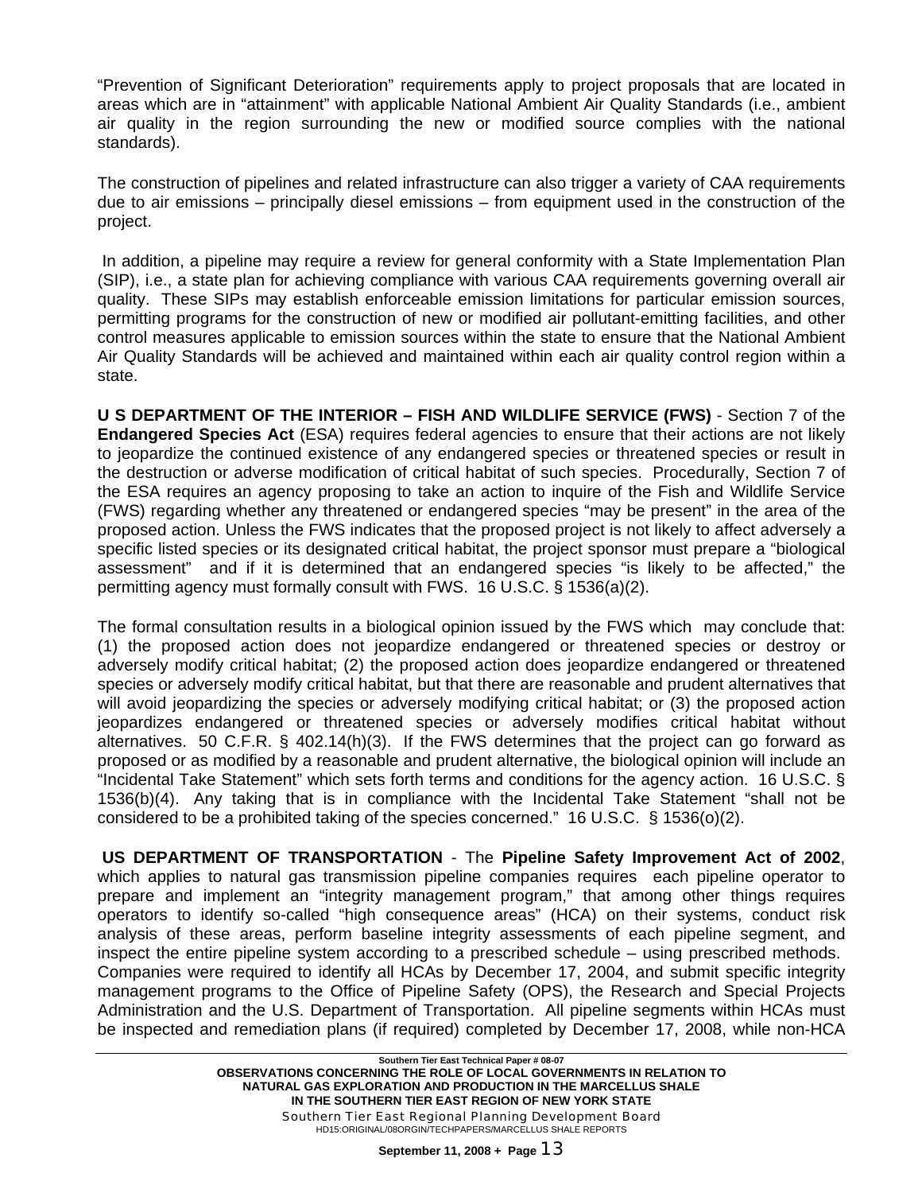"Prevention of Significant Deterioration" requirements apply to project proposals that are located in areas which are in "attainment" with applicable National Ambient Air Quality Standards (i.e., ambient air quality in the region surrounding the new or modified source complies with the national standards).

The construction of pipelines and related infrastructure can also trigger a variety of CAA requirements due to air emissions – principally diesel emissions – from equipment used in the construction of the project.

In addition, a pipeline may require a review for general conformity with a State Implementation Plan (SIP), i.e., a state plan for achieving compliance with various CAA requirements governing overall air quality. These SIPs may establish enforceable emission limitations for particular emission sources, permitting programs for the construction of new or modified air pollutant-emitting facilities, and other control measures applicable to emission sources within the state to ensure that the National Ambient Air Quality Standards will be achieved and maintained within each air quality control region within a state.

**U S DEPARTMENT OF THE INTERIOR – FISH AND WILDLIFE SERVICE (FWS)** - Section 7 of the **Endangered Species Act** (ESA) requires federal agencies to ensure that their actions are not likely to jeopardize the continued existence of any endangered species or threatened species or result in the destruction or adverse modification of critical habitat of such species. Procedurally, Section 7 of the ESA requires an agency proposing to take an action to inquire of the Fish and Wildlife Service (FWS) regarding whether any threatened or endangered species "may be present" in the area of the proposed action. Unless the FWS indicates that the proposed project is not likely to affect adversely a specific listed species or its designated critical habitat, the project sponsor must prepare a "biological assessment" and if it is determined that an endangered species "is likely to be affected," the permitting agency must formally consult with FWS. 16 U.S.C. § 1536(a)(2).

The formal consultation results in a biological opinion issued by the FWS which may conclude that: (1) the proposed action does not jeopardize endangered or threatened species or destroy or adversely modify critical habitat; (2) the proposed action does jeopardize endangered or threatened species or adversely modify critical habitat, but that there are reasonable and prudent alternatives that will avoid jeopardizing the species or adversely modifying critical habitat; or (3) the proposed action jeopardizes endangered or threatened species or adversely modifies critical habitat without alternatives. 50 C.F.R. § 402.14(h)(3). If the FWS determines that the project can go forward as proposed or as modified by a reasonable and prudent alternative, the biological opinion will include an "Incidental Take Statement" which sets forth terms and conditions for the agency action. 16 U.S.C. § 1536(b)(4). Any taking that is in compliance with the Incidental Take Statement "shall not be considered to be a prohibited taking of the species concerned." 16 U.S.C. § 1536(o)(2).

**US DEPARTMENT OF TRANSPORTATION** - The **Pipeline Safety Improvement Act of 2002**, which applies to natural gas transmission pipeline companies requires each pipeline operator to prepare and implement an "integrity management program," that among other things requires operators to identify so-called "high consequence areas" (HCA) on their systems, conduct risk analysis of these areas, perform baseline integrity assessments of each pipeline segment, and inspect the entire pipeline system according to a prescribed schedule – using prescribed methods. Companies were required to identify all HCAs by December 17, 2004, and submit specific integrity management programs to the Office of Pipeline Safety (OPS), the Research and Special Projects Administration and the U.S. Department of Transportation. All pipeline segments within HCAs must be inspected and remediation plans (if required) completed by December 17, 2008, while non-HCA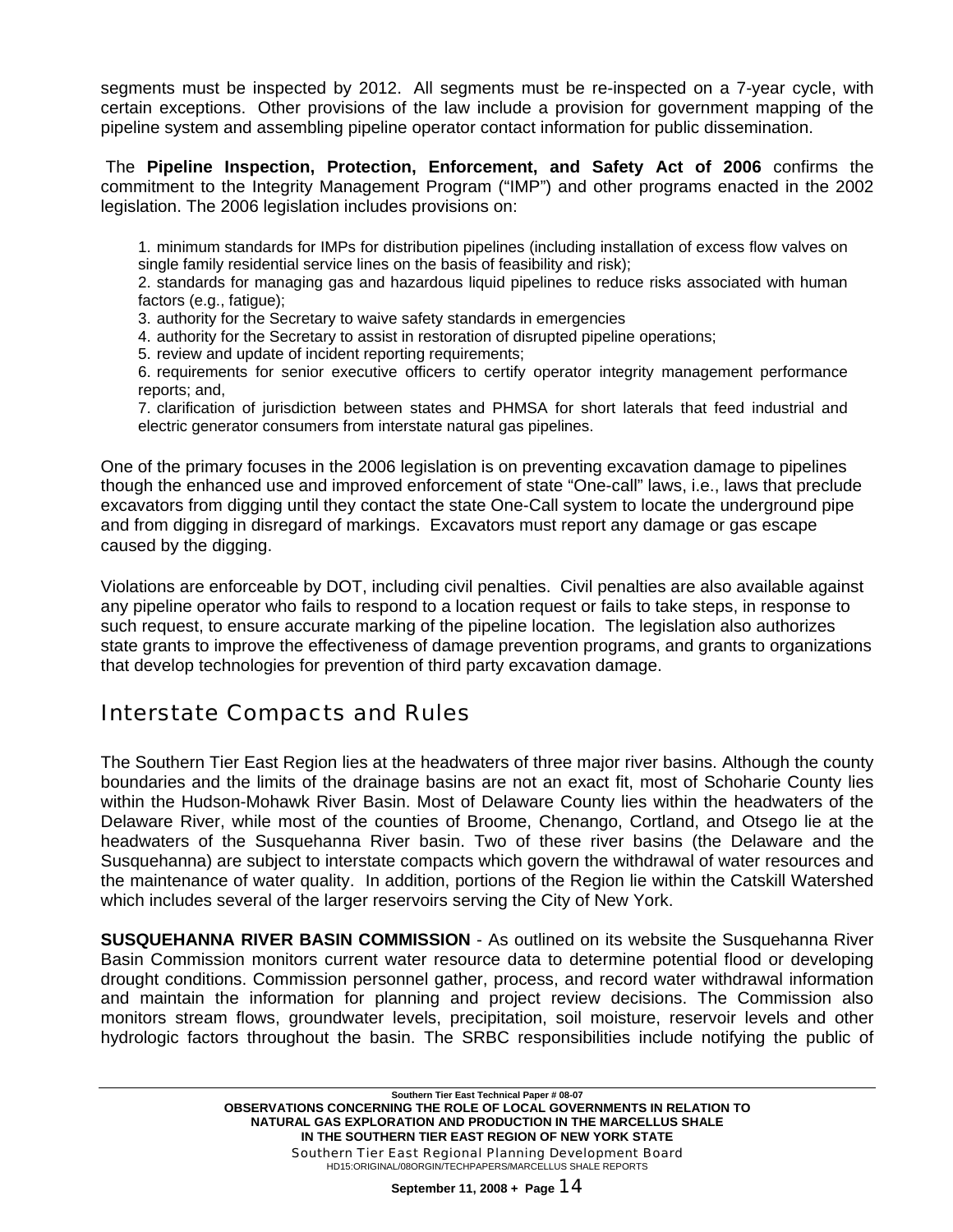segments must be inspected by 2012. All segments must be re-inspected on a 7-year cycle, with certain exceptions. Other provisions of the law include a provision for government mapping of the pipeline system and assembling pipeline operator contact information for public dissemination.

The **Pipeline Inspection, Protection, Enforcement, and Safety Act of 2006** confirms the commitment to the Integrity Management Program ("IMP") and other programs enacted in the 2002 legislation. The 2006 legislation includes provisions on:

1. minimum standards for IMPs for distribution pipelines (including installation of excess flow valves on single family residential service lines on the basis of feasibility and risk);
2. standards for managing gas and hazardous liquid pipelines to reduce risks associated with human factors (e.g., fatigue);
3. authority for the Secretary to waive safety standards in emergencies
4. authority for the Secretary to assist in restoration of disrupted pipeline operations;
5. review and update of incident reporting requirements;
6. requirements for senior executive officers to certify operator integrity management performance reports; and,
7. clarification of jurisdiction between states and PHMSA for short laterals that feed industrial and electric generator consumers from interstate natural gas pipelines.

One of the primary focuses in the 2006 legislation is on preventing excavation damage to pipelines though the enhanced use and improved enforcement of state "One-call" laws, i.e., laws that preclude excavators from digging until they contact the state One-Call system to locate the underground pipe and from digging in disregard of markings. Excavators must report any damage or gas escape caused by the digging.

Violations are enforceable by DOT, including civil penalties. Civil penalties are also available against any pipeline operator who fails to respond to a location request or fails to take steps, in response to such request, to ensure accurate marking of the pipeline location. The legislation also authorizes state grants to improve the effectiveness of damage prevention programs, and grants to organizations that develop technologies for prevention of third party excavation damage.

## Interstate Compacts and Rules

The Southern Tier East Region lies at the headwaters of three major river basins. Although the county boundaries and the limits of the drainage basins are not an exact fit, most of Schoharie County lies within the Hudson-Mohawk River Basin. Most of Delaware County lies within the headwaters of the Delaware River, while most of the counties of Broome, Chenango, Cortland, and Otsego lie at the headwaters of the Susquehanna River basin. Two of these river basins (the Delaware and the Susquehanna) are subject to interstate compacts which govern the withdrawal of water resources and the maintenance of water quality. In addition, portions of the Region lie within the Catskill Watershed which includes several of the larger reservoirs serving the City of New York.

**SUSQUEHANNA RIVER BASIN COMMISSION** - As outlined on its website the Susquehanna River Basin Commission monitors current water resource data to determine potential flood or developing drought conditions. Commission personnel gather, process, and record water withdrawal information and maintain the information for planning and project review decisions. The Commission also monitors stream flows, groundwater levels, precipitation, soil moisture, reservoir levels and other hydrologic factors throughout the basin. The SRBC responsibilities include notifying the public of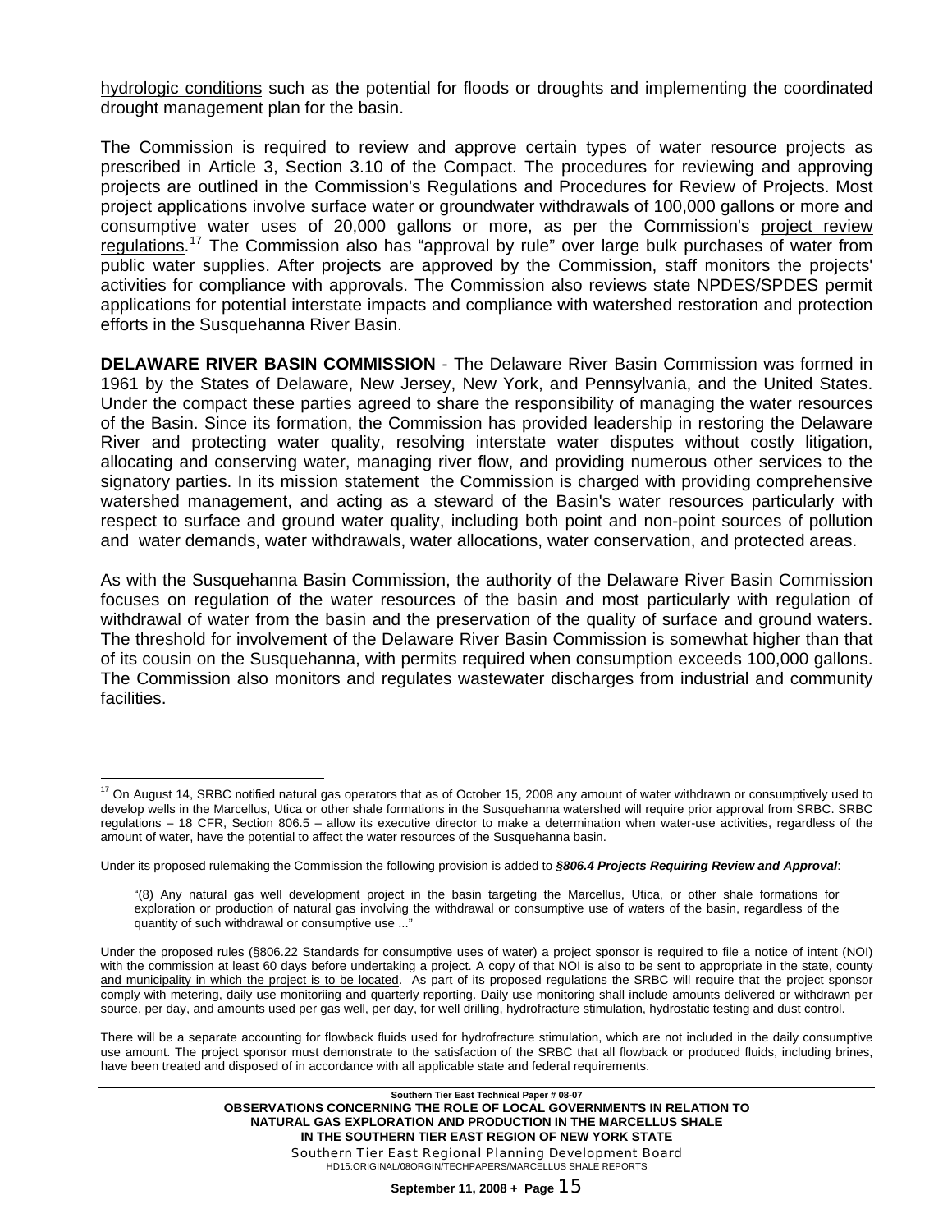hydrologic conditions such as the potential for floods or droughts and implementing the coordinated drought management plan for the basin.

The Commission is required to review and approve certain types of water resource projects as prescribed in Article 3, Section 3.10 of the Compact. The procedures for reviewing and approving projects are outlined in the Commission's Regulations and Procedures for Review of Projects. Most project applications involve surface water or groundwater withdrawals of 100,000 gallons or more and consumptive water uses of 20,000 gallons or more, as per the Commission's project review regulations.[17] The Commission also has "approval by rule" over large bulk purchases of water from public water supplies. After projects are approved by the Commission, staff monitors the projects' activities for compliance with approvals. The Commission also reviews state NPDES/SPDES permit applications for potential interstate impacts and compliance with watershed restoration and protection efforts in the Susquehanna River Basin.

**DELAWARE RIVER BASIN COMMISSION** - The Delaware River Basin Commission was formed in 1961 by the States of Delaware, New Jersey, New York, and Pennsylvania, and the United States. Under the compact these parties agreed to share the responsibility of managing the water resources of the Basin. Since its formation, the Commission has provided leadership in restoring the Delaware River and protecting water quality, resolving interstate water disputes without costly litigation, allocating and conserving water, managing river flow, and providing numerous other services to the signatory parties. In its mission statement the Commission is charged with providing comprehensive watershed management, and acting as a steward of the Basin's water resources particularly with respect to surface and ground water quality, including both point and non-point sources of pollution and water demands, water withdrawals, water allocations, water conservation, and protected areas.

As with the Susquehanna Basin Commission, the authority of the Delaware River Basin Commission focuses on regulation of the water resources of the basin and most particularly with regulation of withdrawal of water from the basin and the preservation of the quality of surface and ground waters. The threshold for involvement of the Delaware River Basin Commission is somewhat higher than that of its cousin on the Susquehanna, with permits required when consumption exceeds 100,000 gallons. The Commission also monitors and regulates wastewater discharges from industrial and community facilities.

---

[17] On August 14, SRBC notified natural gas operators that as of October 15, 2008 any amount of water withdrawn or consumptively used to develop wells in the Marcellus, Utica or other shale formations in the Susquehanna watershed will require prior approval from SRBC. SRBC regulations – 18 CFR, Section 806.5 – allow its executive director to make a determination when water-use activities, regardless of the amount of water, have the potential to affect the water resources of the Susquehanna basin.

Under its proposed rulemaking the Commission the following provision is added to ***§806.4 Projects Requiring Review and Approval***:

> "(8) Any natural gas well development project in the basin targeting the Marcellus, Utica, or other shale formations for exploration or production of natural gas involving the withdrawal or consumptive use of waters of the basin, regardless of the quantity of such withdrawal or consumptive use ..."

Under the proposed rules (§806.22 Standards for consumptive uses of water) a project sponsor is required to file a notice of intent (NOI) with the commission at least 60 days before undertaking a project. A copy of that NOI is also to be sent to appropriate in the state, county and municipality in which the project is to be located. As part of its proposed regulations the SRBC will require that the project sponsor comply with metering, daily use monitoriing and quarterly reporting. Daily use monitoring shall include amounts delivered or withdrawn per source, per day, and amounts used per gas well, per day, for well drilling, hydrofracture stimulation, hydrostatic testing and dust control.

There will be a separate accounting for flowback fluids used for hydrofracture stimulation, which are not included in the daily consumptive use amount. The project sponsor must demonstrate to the satisfaction of the SRBC that all flowback or produced fluids, including brines, have been treated and disposed of in accordance with all applicable state and federal requirements.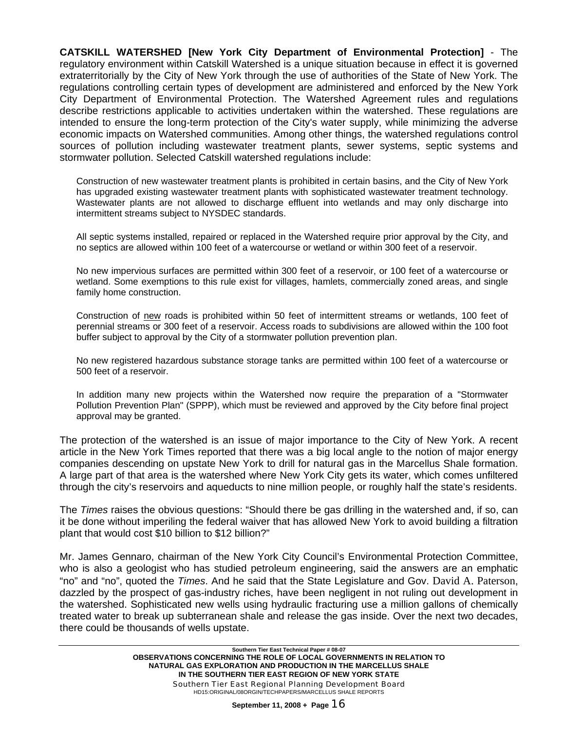**CATSKILL WATERSHED [New York City Department of Environmental Protection]** - The regulatory environment within Catskill Watershed is a unique situation because in effect it is governed extraterritorially by the City of New York through the use of authorities of the State of New York. The regulations controlling certain types of development are administered and enforced by the New York City Department of Environmental Protection. The Watershed Agreement rules and regulations describe restrictions applicable to activities undertaken within the watershed. These regulations are intended to ensure the long-term protection of the City's water supply, while minimizing the adverse economic impacts on Watershed communities. Among other things, the watershed regulations control sources of pollution including wastewater treatment plants, sewer systems, septic systems and stormwater pollution. Selected Catskill watershed regulations include:

Construction of new wastewater treatment plants is prohibited in certain basins, and the City of New York has upgraded existing wastewater treatment plants with sophisticated wastewater treatment technology. Wastewater plants are not allowed to discharge effluent into wetlands and may only discharge into intermittent streams subject to NYSDEC standards.

All septic systems installed, repaired or replaced in the Watershed require prior approval by the City, and no septics are allowed within 100 feet of a watercourse or wetland or within 300 feet of a reservoir.

No new impervious surfaces are permitted within 300 feet of a reservoir, or 100 feet of a watercourse or wetland. Some exemptions to this rule exist for villages, hamlets, commercially zoned areas, and single family home construction.

Construction of new roads is prohibited within 50 feet of intermittent streams or wetlands, 100 feet of perennial streams or 300 feet of a reservoir. Access roads to subdivisions are allowed within the 100 foot buffer subject to approval by the City of a stormwater pollution prevention plan.

No new registered hazardous substance storage tanks are permitted within 100 feet of a watercourse or 500 feet of a reservoir.

In addition many new projects within the Watershed now require the preparation of a "Stormwater Pollution Prevention Plan" (SPPP), which must be reviewed and approved by the City before final project approval may be granted.

The protection of the watershed is an issue of major importance to the City of New York. A recent article in the New York Times reported that there was a big local angle to the notion of major energy companies descending on upstate New York to drill for natural gas in the Marcellus Shale formation. A large part of that area is the watershed where New York City gets its water, which comes unfiltered through the city's reservoirs and aqueducts to nine million people, or roughly half the state's residents.

The *Times* raises the obvious questions: "Should there be gas drilling in the watershed and, if so, can it be done without imperiling the federal waiver that has allowed New York to avoid building a filtration plant that would cost \$10 billion to \$12 billion?"

Mr. James Gennaro, chairman of the New York City Council's Environmental Protection Committee, who is also a geologist who has studied petroleum engineering, said the answers are an emphatic "no" and "no", quoted the *Times*. And he said that the State Legislature and Gov. David A. Paterson, dazzled by the prospect of gas-industry riches, have been negligent in not ruling out development in the watershed. Sophisticated new wells using hydraulic fracturing use a million gallons of chemically treated water to break up subterranean shale and release the gas inside. Over the next two decades, there could be thousands of wells upstate.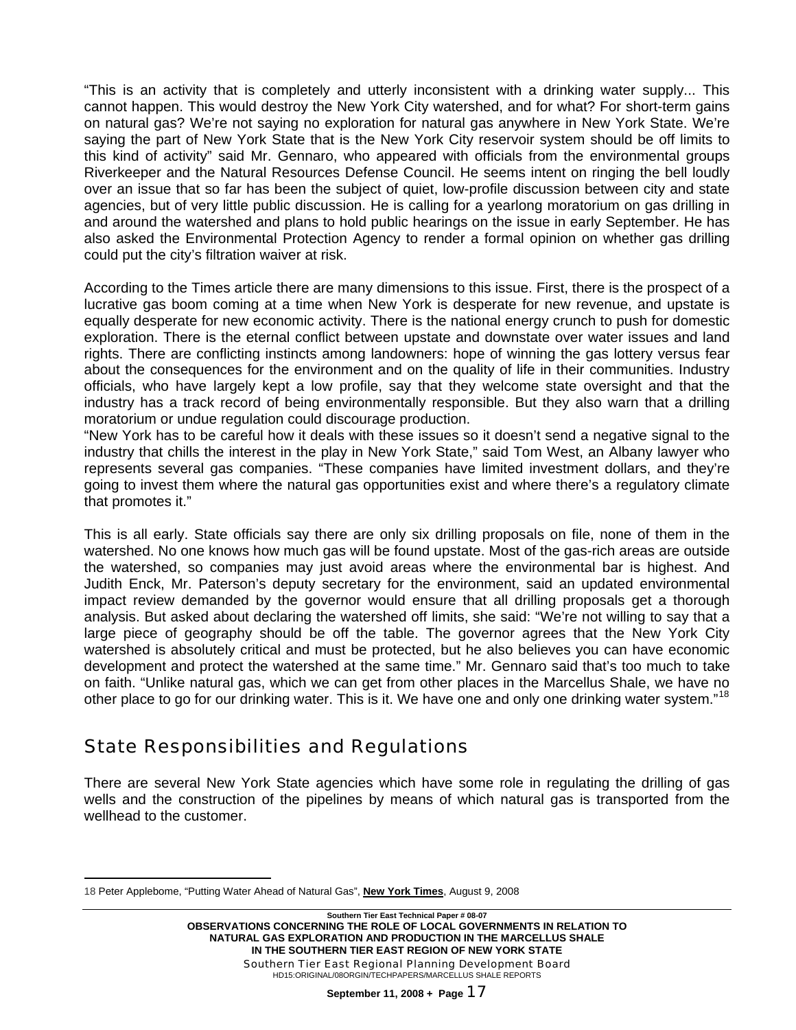"This is an activity that is completely and utterly inconsistent with a drinking water supply... This cannot happen. This would destroy the New York City watershed, and for what? For short-term gains on natural gas? We're not saying no exploration for natural gas anywhere in New York State. We're saying the part of New York State that is the New York City reservoir system should be off limits to this kind of activity" said Mr. Gennaro, who appeared with officials from the environmental groups Riverkeeper and the Natural Resources Defense Council. He seems intent on ringing the bell loudly over an issue that so far has been the subject of quiet, low-profile discussion between city and state agencies, but of very little public discussion. He is calling for a yearlong moratorium on gas drilling in and around the watershed and plans to hold public hearings on the issue in early September. He has also asked the Environmental Protection Agency to render a formal opinion on whether gas drilling could put the city's filtration waiver at risk.

According to the Times article there are many dimensions to this issue. First, there is the prospect of a lucrative gas boom coming at a time when New York is desperate for new revenue, and upstate is equally desperate for new economic activity. There is the national energy crunch to push for domestic exploration. There is the eternal conflict between upstate and downstate over water issues and land rights. There are conflicting instincts among landowners: hope of winning the gas lottery versus fear about the consequences for the environment and on the quality of life in their communities. Industry officials, who have largely kept a low profile, say that they welcome state oversight and that the industry has a track record of being environmentally responsible. But they also warn that a drilling moratorium or undue regulation could discourage production.

"New York has to be careful how it deals with these issues so it doesn't send a negative signal to the industry that chills the interest in the play in New York State," said Tom West, an Albany lawyer who represents several gas companies. "These companies have limited investment dollars, and they're going to invest them where the natural gas opportunities exist and where there's a regulatory climate that promotes it."

This is all early. State officials say there are only six drilling proposals on file, none of them in the watershed. No one knows how much gas will be found upstate. Most of the gas-rich areas are outside the watershed, so companies may just avoid areas where the environmental bar is highest. And Judith Enck, Mr. Paterson's deputy secretary for the environment, said an updated environmental impact review demanded by the governor would ensure that all drilling proposals get a thorough analysis. But asked about declaring the watershed off limits, she said: "We're not willing to say that a large piece of geography should be off the table. The governor agrees that the New York City watershed is absolutely critical and must be protected, but he also believes you can have economic development and protect the watershed at the same time." Mr. Gennaro said that's too much to take on faith. "Unlike natural gas, which we can get from other places in the Marcellus Shale, we have no other place to go for our drinking water. This is it. We have one and only one drinking water system."[18]

## State Responsibilities and Regulations

There are several New York State agencies which have some role in regulating the drilling of gas wells and the construction of the pipelines by means of which natural gas is transported from the wellhead to the customer.

---

18 Peter Applebome, "Putting Water Ahead of Natural Gas", **New York Times**, August 9, 2008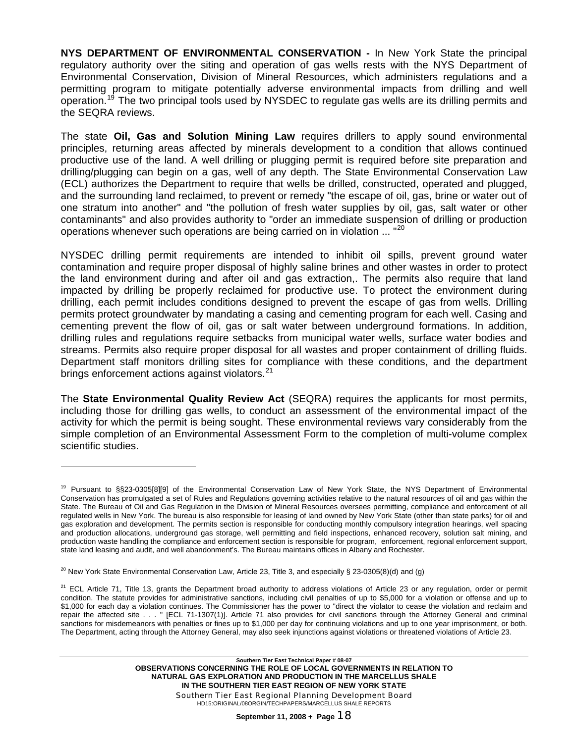**NYS DEPARTMENT OF ENVIRONMENTAL CONSERVATION -** In New York State the principal regulatory authority over the siting and operation of gas wells rests with the NYS Department of Environmental Conservation, Division of Mineral Resources, which administers regulations and a permitting program to mitigate potentially adverse environmental impacts from drilling and well operation.[19] The two principal tools used by NYSDEC to regulate gas wells are its drilling permits and the SEQRA reviews.

The state **Oil, Gas and Solution Mining Law** requires drillers to apply sound environmental principles, returning areas affected by minerals development to a condition that allows continued productive use of the land. A well drilling or plugging permit is required before site preparation and drilling/plugging can begin on a gas, well of any depth. The State Environmental Conservation Law (ECL) authorizes the Department to require that wells be drilled, constructed, operated and plugged, and the surrounding land reclaimed, to prevent or remedy "the escape of oil, gas, brine or water out of one stratum into another" and "the pollution of fresh water supplies by oil, gas, salt water or other contaminants" and also provides authority to "order an immediate suspension of drilling or production operations whenever such operations are being carried on in violation ... "[20]

NYSDEC drilling permit requirements are intended to inhibit oil spills, prevent ground water contamination and require proper disposal of highly saline brines and other wastes in order to protect the land environment during and after oil and gas extraction,. The permits also require that land impacted by drilling be properly reclaimed for productive use. To protect the environment during drilling, each permit includes conditions designed to prevent the escape of gas from wells. Drilling permits protect groundwater by mandating a casing and cementing program for each well. Casing and cementing prevent the flow of oil, gas or salt water between underground formations. In addition, drilling rules and regulations require setbacks from municipal water wells, surface water bodies and streams. Permits also require proper disposal for all wastes and proper containment of drilling fluids. Department staff monitors drilling sites for compliance with these conditions, and the department brings enforcement actions against violators.[21]

The **State Environmental Quality Review Act** (SEQRA) requires the applicants for most permits, including those for drilling gas wells, to conduct an assessment of the environmental impact of the activity for which the permit is being sought. These environmental reviews vary considerably from the simple completion of an Environmental Assessment Form to the completion of multi-volume complex scientific studies.

---

[19] Pursuant to §§23-0305[8][9] of the Environmental Conservation Law of New York State, the NYS Department of Environmental Conservation has promulgated a set of Rules and Regulations governing activities relative to the natural resources of oil and gas within the State. The Bureau of Oil and Gas Regulation in the Division of Mineral Resources oversees permitting, compliance and enforcement of all regulated wells in New York. The bureau is also responsible for leasing of land owned by New York State (other than state parks) for oil and gas exploration and development. The permits section is responsible for conducting monthly compulsory integration hearings, well spacing and production allocations, underground gas storage, well permitting and field inspections, enhanced recovery, solution salt mining, and production waste handling the compliance and enforcement section is responsible for program, enforcement, regional enforcement support, state land leasing and audit, and well abandonment's. The Bureau maintains offices in Albany and Rochester.

[20] New York State Environmental Conservation Law, Article 23, Title 3, and especially § 23-0305(8)(d) and (g)

[21] ECL Article 71, Title 13, grants the Department broad authority to address violations of Article 23 or any regulation, order or permit condition. The statute provides for administrative sanctions, including civil penalties of up to $5,000 for a violation or offense and up to $1,000 for each day a violation continues. The Commissioner has the power to "direct the violator to cease the violation and reclaim and repair the affected site . . . " [ECL 71-1307(1)]. Article 71 also provides for civil sanctions through the Attorney General and criminal sanctions for misdemeanors with penalties or fines up to $1,000 per day for continuing violations and up to one year imprisonment, or both. The Department, acting through the Attorney General, may also seek injunctions against violations or threatened violations of Article 23.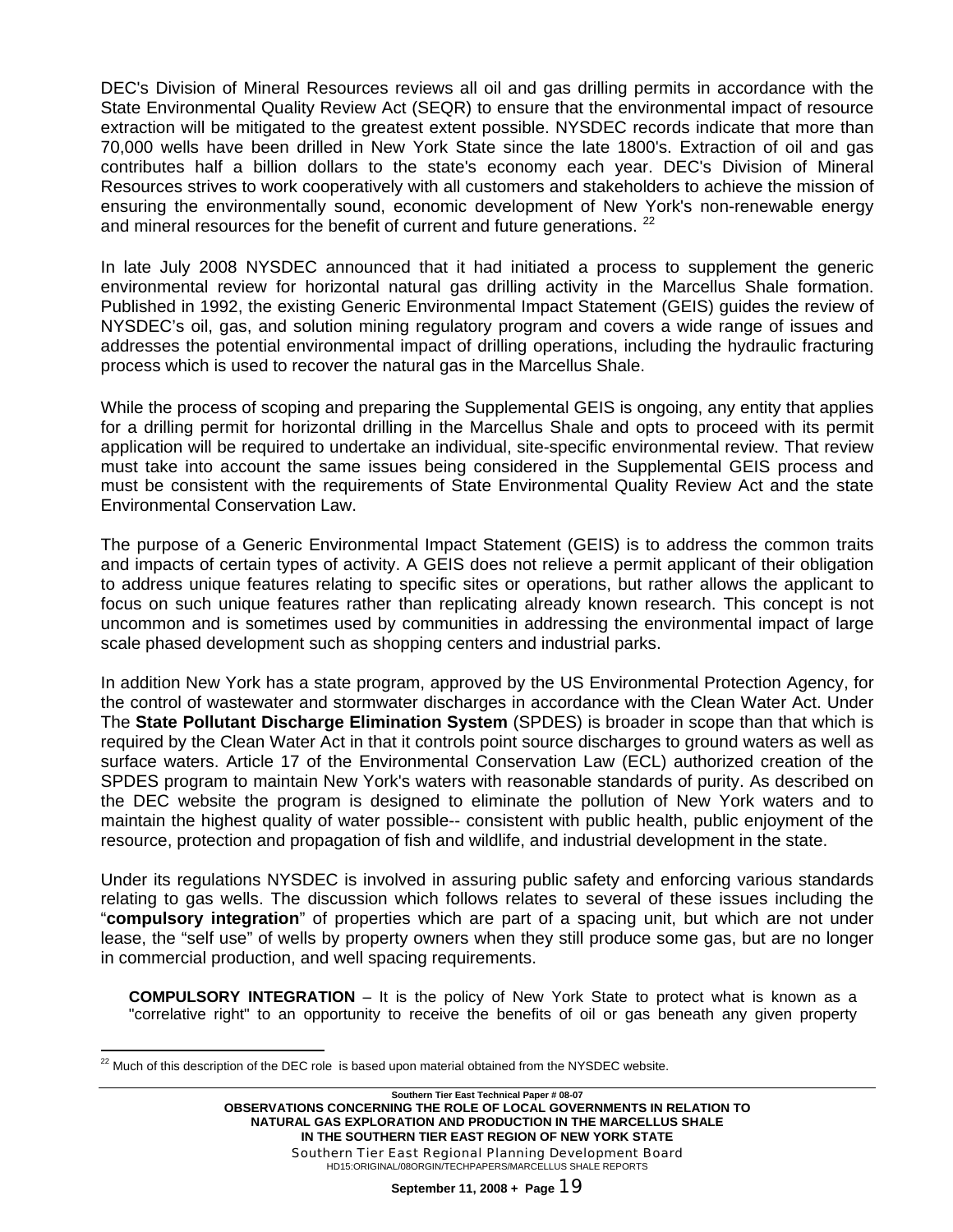DEC's Division of Mineral Resources reviews all oil and gas drilling permits in accordance with the State Environmental Quality Review Act (SEQR) to ensure that the environmental impact of resource extraction will be mitigated to the greatest extent possible. NYSDEC records indicate that more than 70,000 wells have been drilled in New York State since the late 1800's. Extraction of oil and gas contributes half a billion dollars to the state's economy each year. DEC's Division of Mineral Resources strives to work cooperatively with all customers and stakeholders to achieve the mission of ensuring the environmentally sound, economic development of New York's non-renewable energy and mineral resources for the benefit of current and future generations. [22]

In late July 2008 NYSDEC announced that it had initiated a process to supplement the generic environmental review for horizontal natural gas drilling activity in the Marcellus Shale formation. Published in 1992, the existing Generic Environmental Impact Statement (GEIS) guides the review of NYSDEC's oil, gas, and solution mining regulatory program and covers a wide range of issues and addresses the potential environmental impact of drilling operations, including the hydraulic fracturing process which is used to recover the natural gas in the Marcellus Shale.

While the process of scoping and preparing the Supplemental GEIS is ongoing, any entity that applies for a drilling permit for horizontal drilling in the Marcellus Shale and opts to proceed with its permit application will be required to undertake an individual, site-specific environmental review. That review must take into account the same issues being considered in the Supplemental GEIS process and must be consistent with the requirements of State Environmental Quality Review Act and the state Environmental Conservation Law.

The purpose of a Generic Environmental Impact Statement (GEIS) is to address the common traits and impacts of certain types of activity. A GEIS does not relieve a permit applicant of their obligation to address unique features relating to specific sites or operations, but rather allows the applicant to focus on such unique features rather than replicating already known research. This concept is not uncommon and is sometimes used by communities in addressing the environmental impact of large scale phased development such as shopping centers and industrial parks.

In addition New York has a state program, approved by the US Environmental Protection Agency, for the control of wastewater and stormwater discharges in accordance with the Clean Water Act. Under The **State Pollutant Discharge Elimination System** (SPDES) is broader in scope than that which is required by the Clean Water Act in that it controls point source discharges to ground waters as well as surface waters. Article 17 of the Environmental Conservation Law (ECL) authorized creation of the SPDES program to maintain New York's waters with reasonable standards of purity. As described on the DEC website the program is designed to eliminate the pollution of New York waters and to maintain the highest quality of water possible-- consistent with public health, public enjoyment of the resource, protection and propagation of fish and wildlife, and industrial development in the state.

Under its regulations NYSDEC is involved in assuring public safety and enforcing various standards relating to gas wells. The discussion which follows relates to several of these issues including the "**compulsory integration**" of properties which are part of a spacing unit, but which are not under lease, the "self use" of wells by property owners when they still produce some gas, but are no longer in commercial production, and well spacing requirements.

**COMPULSORY INTEGRATION** – It is the policy of New York State to protect what is known as a "correlative right" to an opportunity to receive the benefits of oil or gas beneath any given property

[22] Much of this description of the DEC role is based upon material obtained from the NYSDEC website.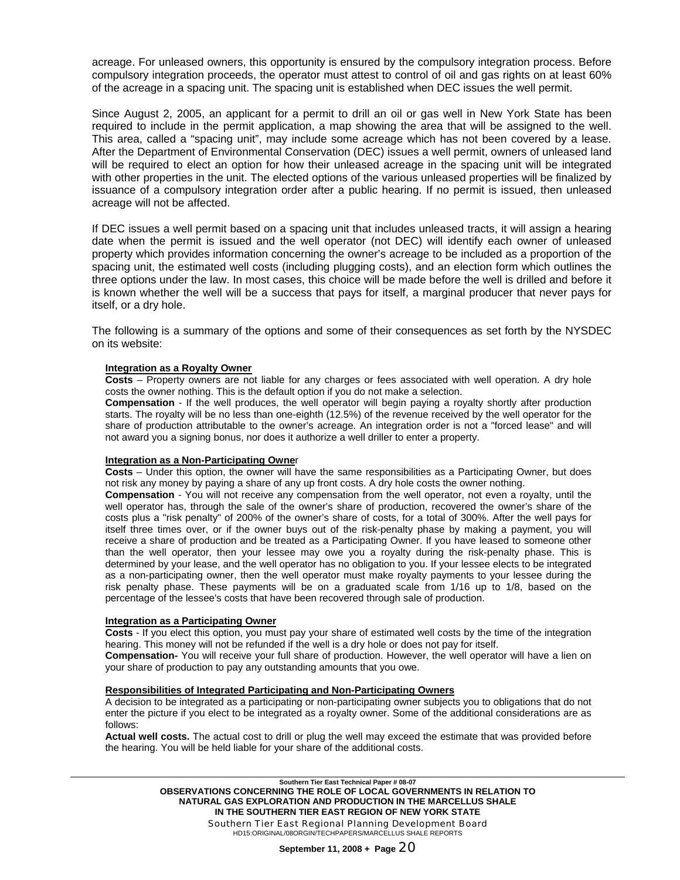acreage. For unleased owners, this opportunity is ensured by the compulsory integration process. Before compulsory integration proceeds, the operator must attest to control of oil and gas rights on at least 60% of the acreage in a spacing unit. The spacing unit is established when DEC issues the well permit.

Since August 2, 2005, an applicant for a permit to drill an oil or gas well in New York State has been required to include in the permit application, a map showing the area that will be assigned to the well. This area, called a "spacing unit", may include some acreage which has not been covered by a lease. After the Department of Environmental Conservation (DEC) issues a well permit, owners of unleased land will be required to elect an option for how their unleased acreage in the spacing unit will be integrated with other properties in the unit. The elected options of the various unleased properties will be finalized by issuance of a compulsory integration order after a public hearing. If no permit is issued, then unleased acreage will not be affected.

If DEC issues a well permit based on a spacing unit that includes unleased tracts, it will assign a hearing date when the permit is issued and the well operator (not DEC) will identify each owner of unleased property which provides information concerning the owner's acreage to be included as a proportion of the spacing unit, the estimated well costs (including plugging costs), and an election form which outlines the three options under the law. In most cases, this choice will be made before the well is drilled and before it is known whether the well will be a success that pays for itself, a marginal producer that never pays for itself, or a dry hole.

The following is a summary of the options and some of their consequences as set forth by the NYSDEC on its website:

**Integration as a Royalty Owner**

**Costs** – Property owners are not liable for any charges or fees associated with well operation. A dry hole costs the owner nothing. This is the default option if you do not make a selection.

**Compensation** - If the well produces, the well operator will begin paying a royalty shortly after production starts. The royalty will be no less than one-eighth (12.5%) of the revenue received by the well operator for the share of production attributable to the owner's acreage. An integration order is not a "forced lease" and will not award you a signing bonus, nor does it authorize a well driller to enter a property.

**Integration as a Non-Participating Owner**

**Costs** – Under this option, the owner will have the same responsibilities as a Participating Owner, but does not risk any money by paying a share of any up front costs. A dry hole costs the owner nothing.

**Compensation** - You will not receive any compensation from the well operator, not even a royalty, until the well operator has, through the sale of the owner's share of production, recovered the owner's share of the costs plus a "risk penalty" of 200% of the owner's share of costs, for a total of 300%. After the well pays for itself three times over, or if the owner buys out of the risk-penalty phase by making a payment, you will receive a share of production and be treated as a Participating Owner. If you have leased to someone other than the well operator, then your lessee may owe you a royalty during the risk-penalty phase. This is determined by your lease, and the well operator has no obligation to you. If your lessee elects to be integrated as a non-participating owner, then the well operator must make royalty payments to your lessee during the risk penalty phase. These payments will be on a graduated scale from 1/16 up to 1/8, based on the percentage of the lessee's costs that have been recovered through sale of production.

**Integration as a Participating Owner**

**Costs** - If you elect this option, you must pay your share of estimated well costs by the time of the integration hearing. This money will not be refunded if the well is a dry hole or does not pay for itself.

**Compensation-** You will receive your full share of production. However, the well operator will have a lien on your share of production to pay any outstanding amounts that you owe.

**Responsibilities of Integrated Participating and Non-Participating Owners**

A decision to be integrated as a participating or non-participating owner subjects you to obligations that do not enter the picture if you elect to be integrated as a royalty owner. Some of the additional considerations are as follows:

**Actual well costs.** The actual cost to drill or plug the well may exceed the estimate that was provided before the hearing. You will be held liable for your share of the additional costs.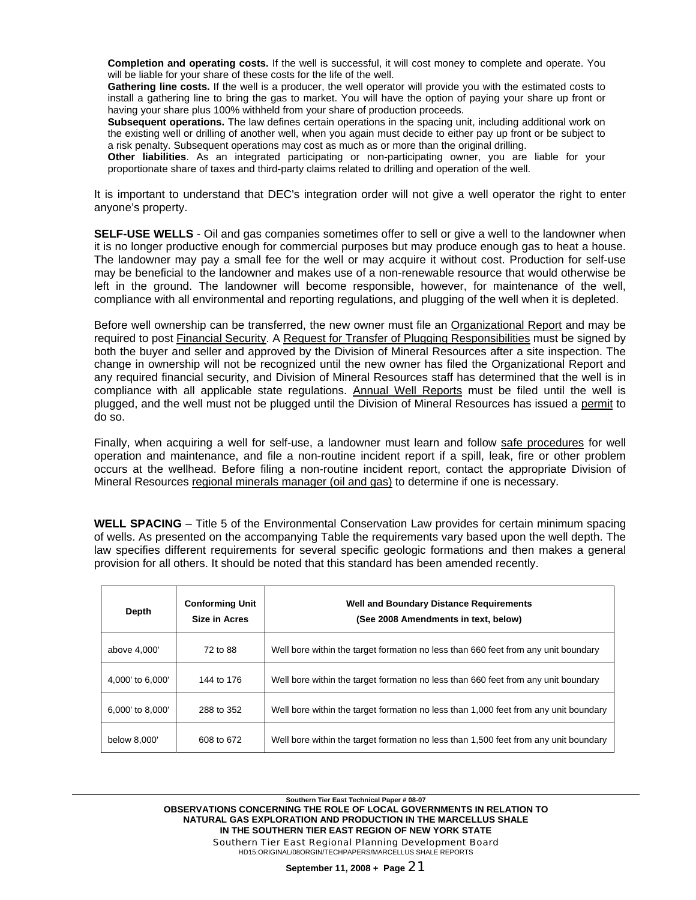**Completion and operating costs.** If the well is successful, it will cost money to complete and operate. You will be liable for your share of these costs for the life of the well.

**Gathering line costs.** If the well is a producer, the well operator will provide you with the estimated costs to install a gathering line to bring the gas to market. You will have the option of paying your share up front or having your share plus 100% withheld from your share of production proceeds.

**Subsequent operations.** The law defines certain operations in the spacing unit, including additional work on the existing well or drilling of another well, when you again must decide to either pay up front or be subject to a risk penalty. Subsequent operations may cost as much as or more than the original drilling.

**Other liabilities**. As an integrated participating or non-participating owner, you are liable for your proportionate share of taxes and third-party claims related to drilling and operation of the well.

It is important to understand that DEC's integration order will not give a well operator the right to enter anyone's property.

**SELF-USE WELLS** - Oil and gas companies sometimes offer to sell or give a well to the landowner when it is no longer productive enough for commercial purposes but may produce enough gas to heat a house. The landowner may pay a small fee for the well or may acquire it without cost. Production for self-use may be beneficial to the landowner and makes use of a non-renewable resource that would otherwise be left in the ground. The landowner will become responsible, however, for maintenance of the well, compliance with all environmental and reporting regulations, and plugging of the well when it is depleted.

Before well ownership can be transferred, the new owner must file an Organizational Report and may be required to post Financial Security. A Request for Transfer of Plugging Responsibilities must be signed by both the buyer and seller and approved by the Division of Mineral Resources after a site inspection. The change in ownership will not be recognized until the new owner has filed the Organizational Report and any required financial security, and Division of Mineral Resources staff has determined that the well is in compliance with all applicable state regulations. Annual Well Reports must be filed until the well is plugged, and the well must not be plugged until the Division of Mineral Resources has issued a permit to do so.

Finally, when acquiring a well for self-use, a landowner must learn and follow safe procedures for well operation and maintenance, and file a non-routine incident report if a spill, leak, fire or other problem occurs at the wellhead. Before filing a non-routine incident report, contact the appropriate Division of Mineral Resources regional minerals manager (oil and gas) to determine if one is necessary.

**WELL SPACING** – Title 5 of the Environmental Conservation Law provides for certain minimum spacing of wells. As presented on the accompanying Table the requirements vary based upon the well depth. The law specifies different requirements for several specific geologic formations and then makes a general provision for all others. It should be noted that this standard has been amended recently.

| Depth | Conforming Unit Size in Acres | Well and Boundary Distance Requirements (See 2008 Amendments in text, below) |
|---|---|---|
| above 4,000' | 72 to 88 | Well bore within the target formation no less than 660 feet from any unit boundary |
| 4,000' to 6,000' | 144 to 176 | Well bore within the target formation no less than 660 feet from any unit boundary |
| 6,000' to 8,000' | 288 to 352 | Well bore within the target formation no less than 1,000 feet from any unit boundary |
| below 8,000' | 608 to 672 | Well bore within the target formation no less than 1,500 feet from any unit boundary |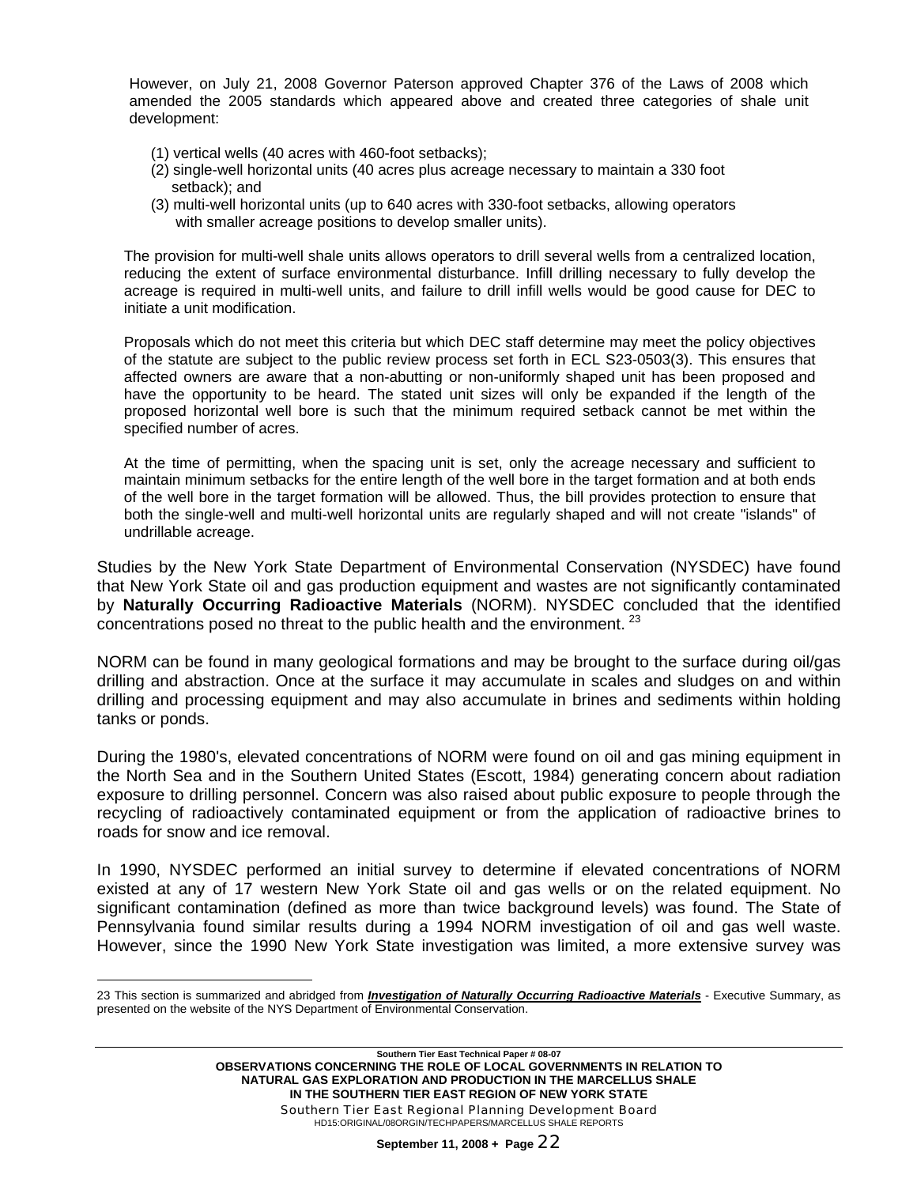However, on July 21, 2008 Governor Paterson approved Chapter 376 of the Laws of 2008 which amended the 2005 standards which appeared above and created three categories of shale unit development:

(1) vertical wells (40 acres with 460-foot setbacks);
(2) single-well horizontal units (40 acres plus acreage necessary to maintain a 330 foot setback); and
(3) multi-well horizontal units (up to 640 acres with 330-foot setbacks, allowing operators with smaller acreage positions to develop smaller units).

The provision for multi-well shale units allows operators to drill several wells from a centralized location, reducing the extent of surface environmental disturbance. Infill drilling necessary to fully develop the acreage is required in multi-well units, and failure to drill infill wells would be good cause for DEC to initiate a unit modification.

Proposals which do not meet this criteria but which DEC staff determine may meet the policy objectives of the statute are subject to the public review process set forth in ECL S23-0503(3). This ensures that affected owners are aware that a non-abutting or non-uniformly shaped unit has been proposed and have the opportunity to be heard. The stated unit sizes will only be expanded if the length of the proposed horizontal well bore is such that the minimum required setback cannot be met within the specified number of acres.

At the time of permitting, when the spacing unit is set, only the acreage necessary and sufficient to maintain minimum setbacks for the entire length of the well bore in the target formation and at both ends of the well bore in the target formation will be allowed. Thus, the bill provides protection to ensure that both the single-well and multi-well horizontal units are regularly shaped and will not create "islands" of undrillable acreage.

Studies by the New York State Department of Environmental Conservation (NYSDEC) have found that New York State oil and gas production equipment and wastes are not significantly contaminated by **Naturally Occurring Radioactive Materials** (NORM). NYSDEC concluded that the identified concentrations posed no threat to the public health and the environment. [23]

NORM can be found in many geological formations and may be brought to the surface during oil/gas drilling and abstraction. Once at the surface it may accumulate in scales and sludges on and within drilling and processing equipment and may also accumulate in brines and sediments within holding tanks or ponds.

During the 1980's, elevated concentrations of NORM were found on oil and gas mining equipment in the North Sea and in the Southern United States (Escott, 1984) generating concern about radiation exposure to drilling personnel. Concern was also raised about public exposure to people through the recycling of radioactively contaminated equipment or from the application of radioactive brines to roads for snow and ice removal.

In 1990, NYSDEC performed an initial survey to determine if elevated concentrations of NORM existed at any of 17 western New York State oil and gas wells or on the related equipment. No significant contamination (defined as more than twice background levels) was found. The State of Pennsylvania found similar results during a 1994 NORM investigation of oil and gas well waste. However, since the 1990 New York State investigation was limited, a more extensive survey was

---

23 This section is summarized and abridged from ***Investigation of Naturally Occurring Radioactive Materials*** - Executive Summary, as presented on the website of the NYS Department of Environmental Conservation.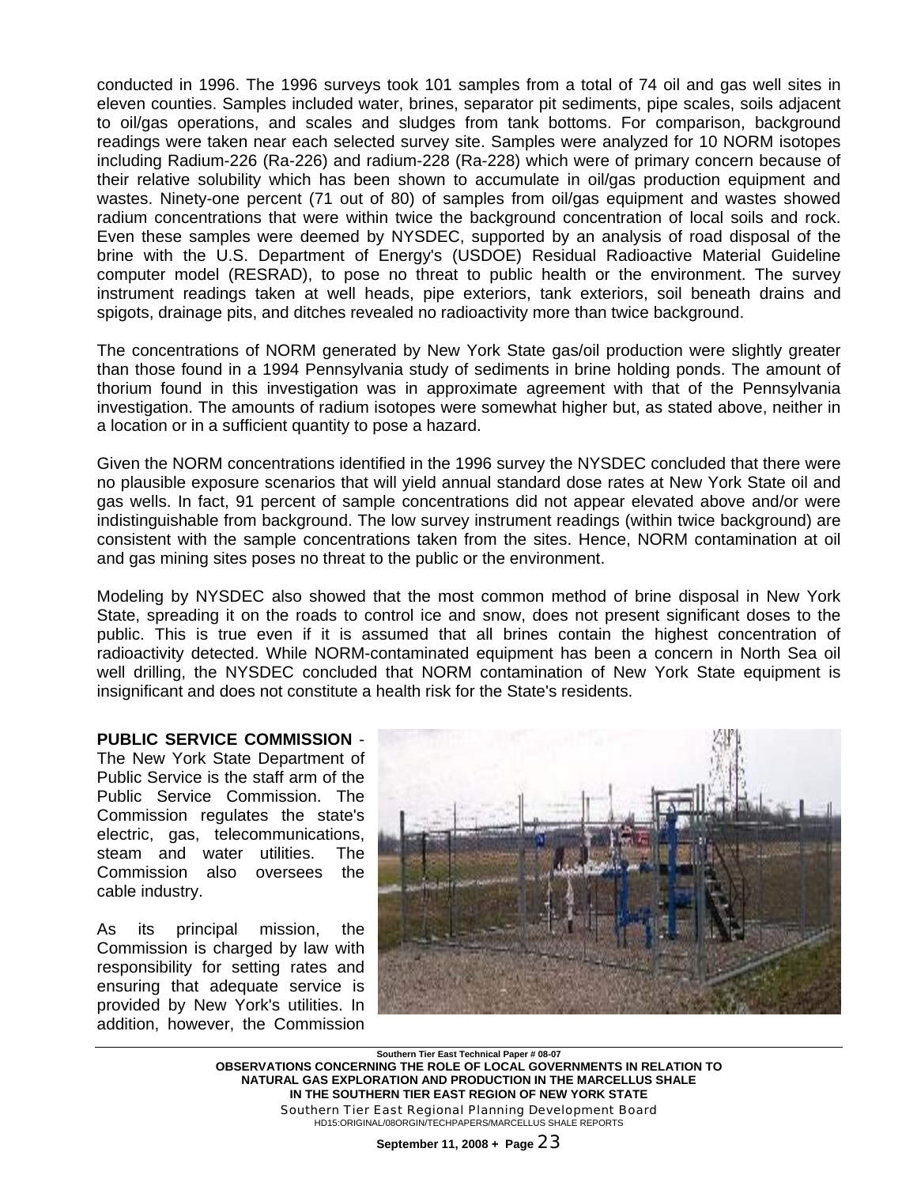conducted in 1996. The 1996 surveys took 101 samples from a total of 74 oil and gas well sites in eleven counties. Samples included water, brines, separator pit sediments, pipe scales, soils adjacent to oil/gas operations, and scales and sludges from tank bottoms. For comparison, background readings were taken near each selected survey site. Samples were analyzed for 10 NORM isotopes including Radium-226 (Ra-226) and radium-228 (Ra-228) which were of primary concern because of their relative solubility which has been shown to accumulate in oil/gas production equipment and wastes. Ninety-one percent (71 out of 80) of samples from oil/gas equipment and wastes showed radium concentrations that were within twice the background concentration of local soils and rock. Even these samples were deemed by NYSDEC, supported by an analysis of road disposal of the brine with the U.S. Department of Energy's (USDOE) Residual Radioactive Material Guideline computer model (RESRAD), to pose no threat to public health or the environment. The survey instrument readings taken at well heads, pipe exteriors, tank exteriors, soil beneath drains and spigots, drainage pits, and ditches revealed no radioactivity more than twice background.

The concentrations of NORM generated by New York State gas/oil production were slightly greater than those found in a 1994 Pennsylvania study of sediments in brine holding ponds. The amount of thorium found in this investigation was in approximate agreement with that of the Pennsylvania investigation. The amounts of radium isotopes were somewhat higher but, as stated above, neither in a location or in a sufficient quantity to pose a hazard.

Given the NORM concentrations identified in the 1996 survey the NYSDEC concluded that there were no plausible exposure scenarios that will yield annual standard dose rates at New York State oil and gas wells. In fact, 91 percent of sample concentrations did not appear elevated above and/or were indistinguishable from background. The low survey instrument readings (within twice background) are consistent with the sample concentrations taken from the sites. Hence, NORM contamination at oil and gas mining sites poses no threat to the public or the environment.

Modeling by NYSDEC also showed that the most common method of brine disposal in New York State, spreading it on the roads to control ice and snow, does not present significant doses to the public. This is true even if it is assumed that all brines contain the highest concentration of radioactivity detected. While NORM-contaminated equipment has been a concern in North Sea oil well drilling, the NYSDEC concluded that NORM contamination of New York State equipment is insignificant and does not constitute a health risk for the State's residents.

**PUBLIC SERVICE COMMISSION** - The New York State Department of Public Service is the staff arm of the Public Service Commission. The Commission regulates the state's electric, gas, telecommunications, steam and water utilities. The Commission also oversees the cable industry.

As its principal mission, the Commission is charged by law with responsibility for setting rates and ensuring that adequate service is provided by New York's utilities. In addition, however, the Commission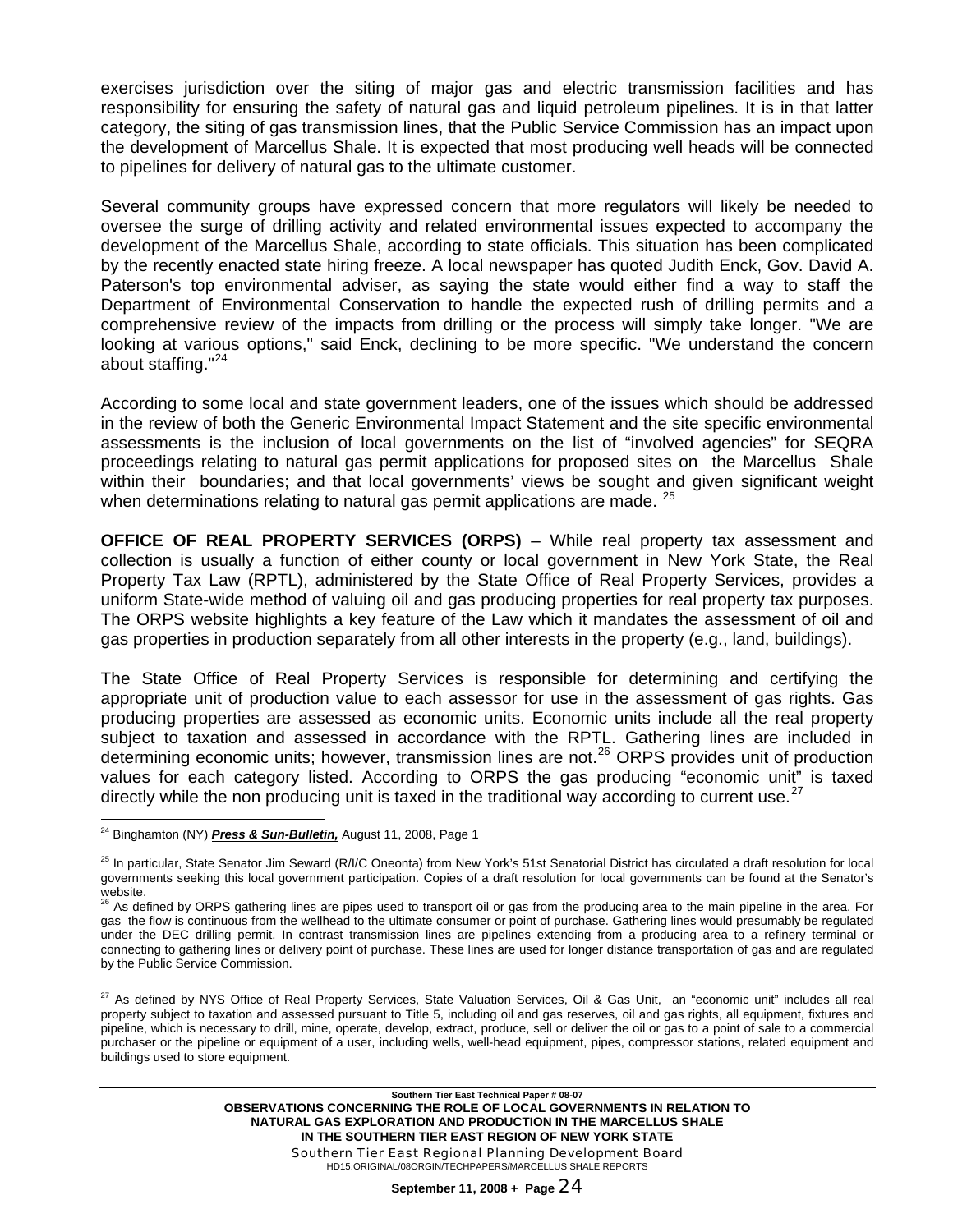exercises jurisdiction over the siting of major gas and electric transmission facilities and has responsibility for ensuring the safety of natural gas and liquid petroleum pipelines. It is in that latter category, the siting of gas transmission lines, that the Public Service Commission has an impact upon the development of Marcellus Shale. It is expected that most producing well heads will be connected to pipelines for delivery of natural gas to the ultimate customer.

Several community groups have expressed concern that more regulators will likely be needed to oversee the surge of drilling activity and related environmental issues expected to accompany the development of the Marcellus Shale, according to state officials. This situation has been complicated by the recently enacted state hiring freeze. A local newspaper has quoted Judith Enck, Gov. David A. Paterson's top environmental adviser, as saying the state would either find a way to staff the Department of Environmental Conservation to handle the expected rush of drilling permits and a comprehensive review of the impacts from drilling or the process will simply take longer. "We are looking at various options," said Enck, declining to be more specific. "We understand the concern about staffing."[24]

According to some local and state government leaders, one of the issues which should be addressed in the review of both the Generic Environmental Impact Statement and the site specific environmental assessments is the inclusion of local governments on the list of "involved agencies" for SEQRA proceedings relating to natural gas permit applications for proposed sites on the Marcellus Shale within their boundaries; and that local governments' views be sought and given significant weight when determinations relating to natural gas permit applications are made. [25]

**OFFICE OF REAL PROPERTY SERVICES (ORPS)** – While real property tax assessment and collection is usually a function of either county or local government in New York State, the Real Property Tax Law (RPTL), administered by the State Office of Real Property Services, provides a uniform State-wide method of valuing oil and gas producing properties for real property tax purposes. The ORPS website highlights a key feature of the Law which it mandates the assessment of oil and gas properties in production separately from all other interests in the property (e.g., land, buildings).

The State Office of Real Property Services is responsible for determining and certifying the appropriate unit of production value to each assessor for use in the assessment of gas rights. Gas producing properties are assessed as economic units. Economic units include all the real property subject to taxation and assessed in accordance with the RPTL. Gathering lines are included in determining economic units; however, transmission lines are not.[26] ORPS provides unit of production values for each category listed. According to ORPS the gas producing "economic unit" is taxed directly while the non producing unit is taxed in the traditional way according to current use.[27]

---

[24] Binghamton (NY) ***Press & Sun-Bulletin,*** August 11, 2008, Page 1

[25] In particular, State Senator Jim Seward (R/I/C Oneonta) from New York's 51st Senatorial District has circulated a draft resolution for local governments seeking this local government participation. Copies of a draft resolution for local governments can be found at the Senator's website.

[26] As defined by ORPS gathering lines are pipes used to transport oil or gas from the producing area to the main pipeline in the area. For gas the flow is continuous from the wellhead to the ultimate consumer or point of purchase. Gathering lines would presumably be regulated under the DEC drilling permit. In contrast transmission lines are pipelines extending from a producing area to a refinery terminal or connecting to gathering lines or delivery point of purchase. These lines are used for longer distance transportation of gas and are regulated by the Public Service Commission.

[27] As defined by NYS Office of Real Property Services, State Valuation Services, Oil & Gas Unit, an "economic unit" includes all real property subject to taxation and assessed pursuant to Title 5, including oil and gas reserves, oil and gas rights, all equipment, fixtures and pipeline, which is necessary to drill, mine, operate, develop, extract, produce, sell or deliver the oil or gas to a point of sale to a commercial purchaser or the pipeline or equipment of a user, including wells, well-head equipment, pipes, compressor stations, related equipment and buildings used to store equipment.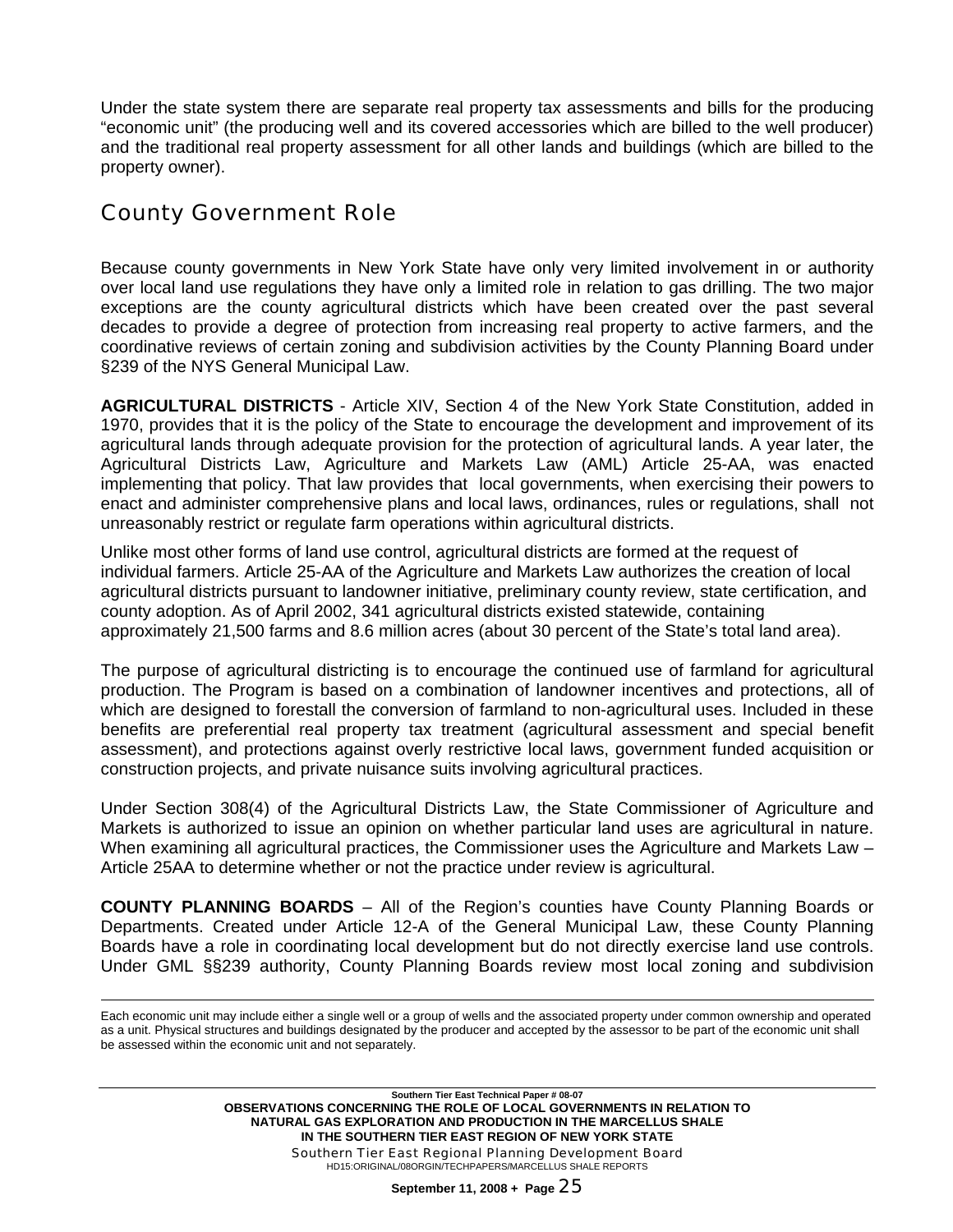Under the state system there are separate real property tax assessments and bills for the producing "economic unit" (the producing well and its covered accessories which are billed to the well producer) and the traditional real property assessment for all other lands and buildings (which are billed to the property owner).

## County Government Role

Because county governments in New York State have only very limited involvement in or authority over local land use regulations they have only a limited role in relation to gas drilling. The two major exceptions are the county agricultural districts which have been created over the past several decades to provide a degree of protection from increasing real property to active farmers, and the coordinative reviews of certain zoning and subdivision activities by the County Planning Board under §239 of the NYS General Municipal Law.

**AGRICULTURAL DISTRICTS** - Article XIV, Section 4 of the New York State Constitution, added in 1970, provides that it is the policy of the State to encourage the development and improvement of its agricultural lands through adequate provision for the protection of agricultural lands. A year later, the Agricultural Districts Law, Agriculture and Markets Law (AML) Article 25-AA, was enacted implementing that policy. That law provides that local governments, when exercising their powers to enact and administer comprehensive plans and local laws, ordinances, rules or regulations, shall not unreasonably restrict or regulate farm operations within agricultural districts.

Unlike most other forms of land use control, agricultural districts are formed at the request of individual farmers. Article 25-AA of the Agriculture and Markets Law authorizes the creation of local agricultural districts pursuant to landowner initiative, preliminary county review, state certification, and county adoption. As of April 2002, 341 agricultural districts existed statewide, containing approximately 21,500 farms and 8.6 million acres (about 30 percent of the State's total land area).

The purpose of agricultural districting is to encourage the continued use of farmland for agricultural production. The Program is based on a combination of landowner incentives and protections, all of which are designed to forestall the conversion of farmland to non-agricultural uses. Included in these benefits are preferential real property tax treatment (agricultural assessment and special benefit assessment), and protections against overly restrictive local laws, government funded acquisition or construction projects, and private nuisance suits involving agricultural practices.

Under Section 308(4) of the Agricultural Districts Law, the State Commissioner of Agriculture and Markets is authorized to issue an opinion on whether particular land uses are agricultural in nature. When examining all agricultural practices, the Commissioner uses the Agriculture and Markets Law – Article 25AA to determine whether or not the practice under review is agricultural.

**COUNTY PLANNING BOARDS** – All of the Region's counties have County Planning Boards or Departments. Created under Article 12-A of the General Municipal Law, these County Planning Boards have a role in coordinating local development but do not directly exercise land use controls. Under GML §§239 authority, County Planning Boards review most local zoning and subdivision

---

Each economic unit may include either a single well or a group of wells and the associated property under common ownership and operated as a unit. Physical structures and buildings designated by the producer and accepted by the assessor to be part of the economic unit shall be assessed within the economic unit and not separately.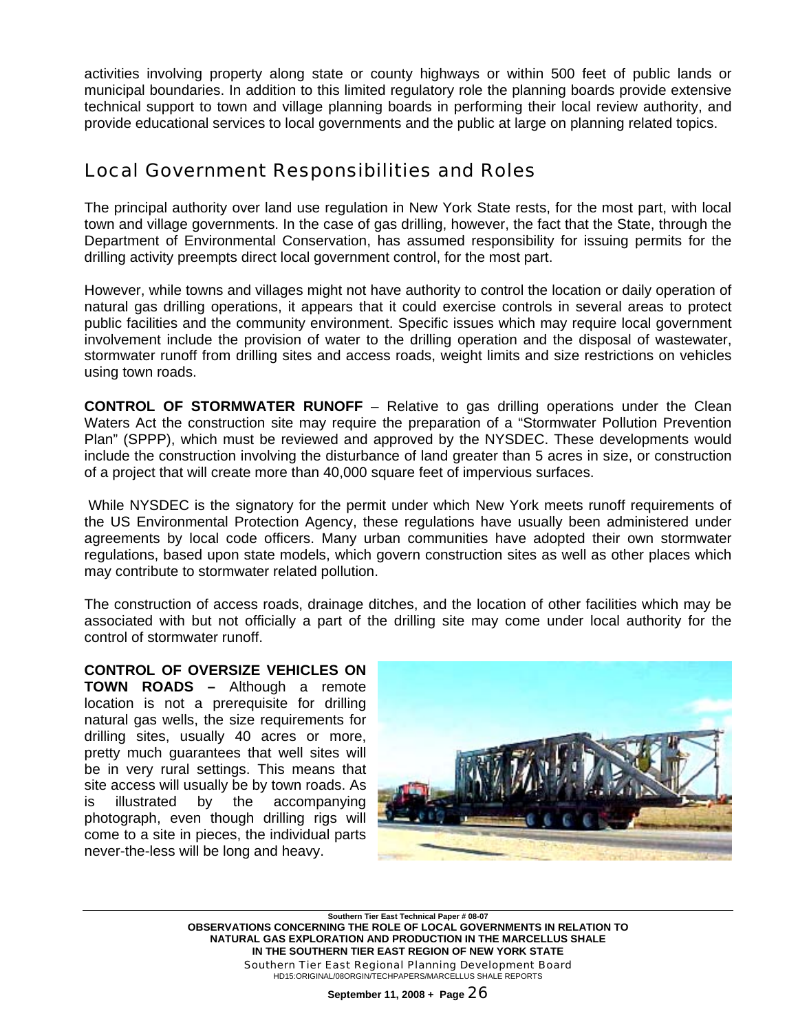activities involving property along state or county highways or within 500 feet of public lands or municipal boundaries. In addition to this limited regulatory role the planning boards provide extensive technical support to town and village planning boards in performing their local review authority, and provide educational services to local governments and the public at large on planning related topics.

## Local Government Responsibilities and Roles

The principal authority over land use regulation in New York State rests, for the most part, with local town and village governments. In the case of gas drilling, however, the fact that the State, through the Department of Environmental Conservation, has assumed responsibility for issuing permits for the drilling activity preempts direct local government control, for the most part.

However, while towns and villages might not have authority to control the location or daily operation of natural gas drilling operations, it appears that it could exercise controls in several areas to protect public facilities and the community environment. Specific issues which may require local government involvement include the provision of water to the drilling operation and the disposal of wastewater, stormwater runoff from drilling sites and access roads, weight limits and size restrictions on vehicles using town roads.

**CONTROL OF STORMWATER RUNOFF** – Relative to gas drilling operations under the Clean Waters Act the construction site may require the preparation of a "Stormwater Pollution Prevention Plan" (SPPP), which must be reviewed and approved by the NYSDEC. These developments would include the construction involving the disturbance of land greater than 5 acres in size, or construction of a project that will create more than 40,000 square feet of impervious surfaces.

While NYSDEC is the signatory for the permit under which New York meets runoff requirements of the US Environmental Protection Agency, these regulations have usually been administered under agreements by local code officers. Many urban communities have adopted their own stormwater regulations, based upon state models, which govern construction sites as well as other places which may contribute to stormwater related pollution.

The construction of access roads, drainage ditches, and the location of other facilities which may be associated with but not officially a part of the drilling site may come under local authority for the control of stormwater runoff.

**CONTROL OF OVERSIZE VEHICLES ON TOWN ROADS –** Although a remote location is not a prerequisite for drilling natural gas wells, the size requirements for drilling sites, usually 40 acres or more, pretty much guarantees that well sites will be in very rural settings. This means that site access will usually be by town roads. As is illustrated by the accompanying photograph, even though drilling rigs will come to a site in pieces, the individual parts never-the-less will be long and heavy.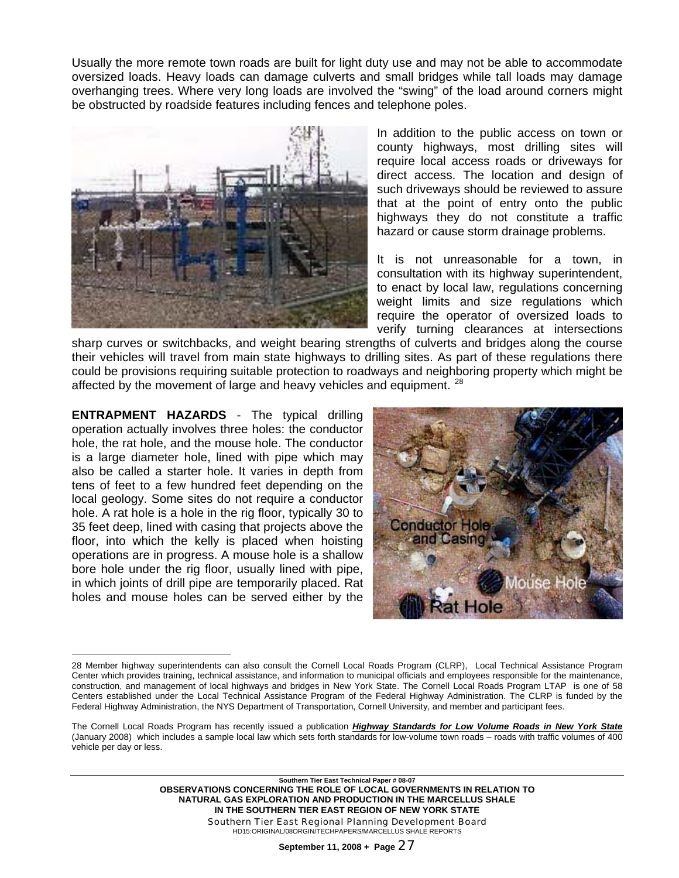Usually the more remote town roads are built for light duty use and may not be able to accommodate oversized loads. Heavy loads can damage culverts and small bridges while tall loads may damage overhanging trees. Where very long loads are involved the "swing" of the load around corners might be obstructed by roadside features including fences and telephone poles.

In addition to the public access on town or county highways, most drilling sites will require local access roads or driveways for direct access. The location and design of such driveways should be reviewed to assure that at the point of entry onto the public highways they do not constitute a traffic hazard or cause storm drainage problems.

It is not unreasonable for a town, in consultation with its highway superintendent, to enact by local law, regulations concerning weight limits and size regulations which require the operator of oversized loads to verify turning clearances at intersections sharp curves or switchbacks, and weight bearing strengths of culverts and bridges along the course their vehicles will travel from main state highways to drilling sites. As part of these regulations there could be provisions requiring suitable protection to roadways and neighboring property which might be affected by the movement of large and heavy vehicles and equipment. [28]

**ENTRAPMENT HAZARDS** - The typical drilling operation actually involves three holes: the conductor hole, the rat hole, and the mouse hole. The conductor is a large diameter hole, lined with pipe which may also be called a starter hole. It varies in depth from tens of feet to a few hundred feet depending on the local geology. Some sites do not require a conductor hole. A rat hole is a hole in the rig floor, typically 30 to 35 feet deep, lined with casing that projects above the floor, into which the kelly is placed when hoisting operations are in progress. A mouse hole is a shallow bore hole under the rig floor, usually lined with pipe, in which joints of drill pipe are temporarily placed. Rat holes and mouse holes can be served either by the

---

28 Member highway superintendents can also consult the Cornell Local Roads Program (CLRP), Local Technical Assistance Program Center which provides training, technical assistance, and information to municipal officials and employees responsible for the maintenance, construction, and management of local highways and bridges in New York State. The Cornell Local Roads Program LTAP is one of 58 Centers established under the Local Technical Assistance Program of the Federal Highway Administration. The CLRP is funded by the Federal Highway Administration, the NYS Department of Transportation, Cornell University, and member and participant fees.

The Cornell Local Roads Program has recently issued a publication ***Highway Standards for Low Volume Roads in New York State*** (January 2008) which includes a sample local law which sets forth standards for low-volume town roads – roads with traffic volumes of 400 vehicle per day or less.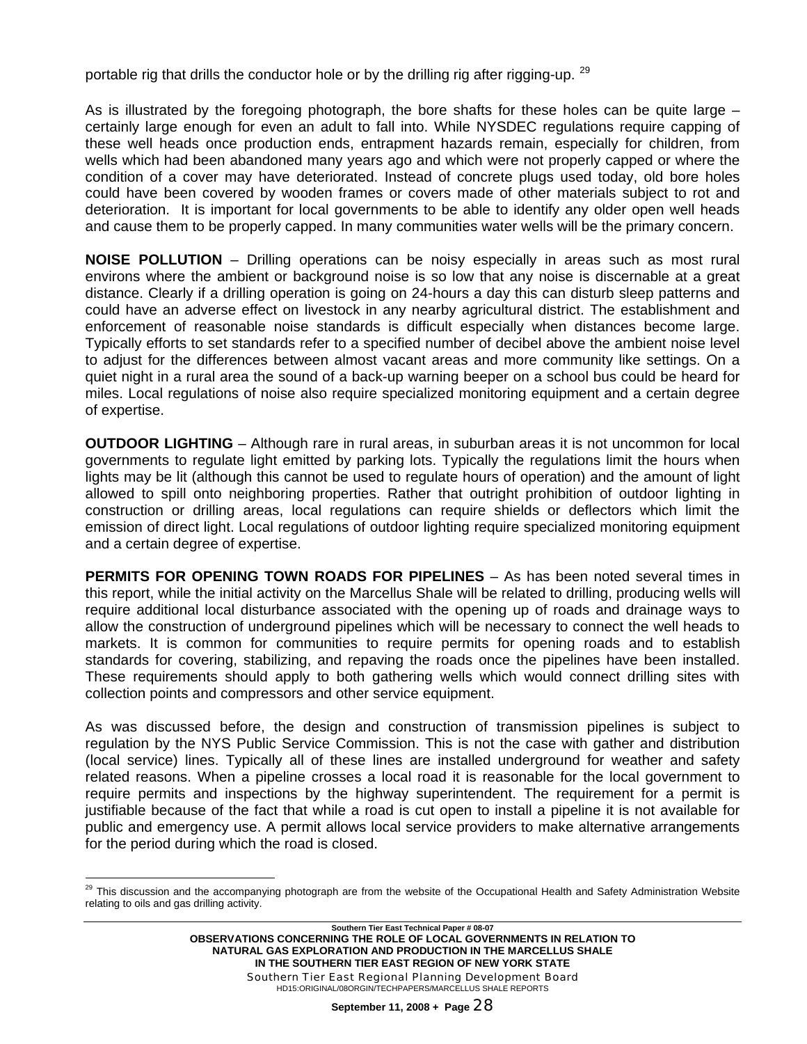portable rig that drills the conductor hole or by the drilling rig after rigging-up. [29]

As is illustrated by the foregoing photograph, the bore shafts for these holes can be quite large – certainly large enough for even an adult to fall into. While NYSDEC regulations require capping of these well heads once production ends, entrapment hazards remain, especially for children, from wells which had been abandoned many years ago and which were not properly capped or where the condition of a cover may have deteriorated. Instead of concrete plugs used today, old bore holes could have been covered by wooden frames or covers made of other materials subject to rot and deterioration. It is important for local governments to be able to identify any older open well heads and cause them to be properly capped. In many communities water wells will be the primary concern.

**NOISE POLLUTION** – Drilling operations can be noisy especially in areas such as most rural environs where the ambient or background noise is so low that any noise is discernable at a great distance. Clearly if a drilling operation is going on 24-hours a day this can disturb sleep patterns and could have an adverse effect on livestock in any nearby agricultural district. The establishment and enforcement of reasonable noise standards is difficult especially when distances become large. Typically efforts to set standards refer to a specified number of decibel above the ambient noise level to adjust for the differences between almost vacant areas and more community like settings. On a quiet night in a rural area the sound of a back-up warning beeper on a school bus could be heard for miles. Local regulations of noise also require specialized monitoring equipment and a certain degree of expertise.

**OUTDOOR LIGHTING** – Although rare in rural areas, in suburban areas it is not uncommon for local governments to regulate light emitted by parking lots. Typically the regulations limit the hours when lights may be lit (although this cannot be used to regulate hours of operation) and the amount of light allowed to spill onto neighboring properties. Rather that outright prohibition of outdoor lighting in construction or drilling areas, local regulations can require shields or deflectors which limit the emission of direct light. Local regulations of outdoor lighting require specialized monitoring equipment and a certain degree of expertise.

**PERMITS FOR OPENING TOWN ROADS FOR PIPELINES** – As has been noted several times in this report, while the initial activity on the Marcellus Shale will be related to drilling, producing wells will require additional local disturbance associated with the opening up of roads and drainage ways to allow the construction of underground pipelines which will be necessary to connect the well heads to markets. It is common for communities to require permits for opening roads and to establish standards for covering, stabilizing, and repaving the roads once the pipelines have been installed. These requirements should apply to both gathering wells which would connect drilling sites with collection points and compressors and other service equipment.

As was discussed before, the design and construction of transmission pipelines is subject to regulation by the NYS Public Service Commission. This is not the case with gather and distribution (local service) lines. Typically all of these lines are installed underground for weather and safety related reasons. When a pipeline crosses a local road it is reasonable for the local government to require permits and inspections by the highway superintendent. The requirement for a permit is justifiable because of the fact that while a road is cut open to install a pipeline it is not available for public and emergency use. A permit allows local service providers to make alternative arrangements for the period during which the road is closed.

[29] This discussion and the accompanying photograph are from the website of the Occupational Health and Safety Administration Website relating to oils and gas drilling activity.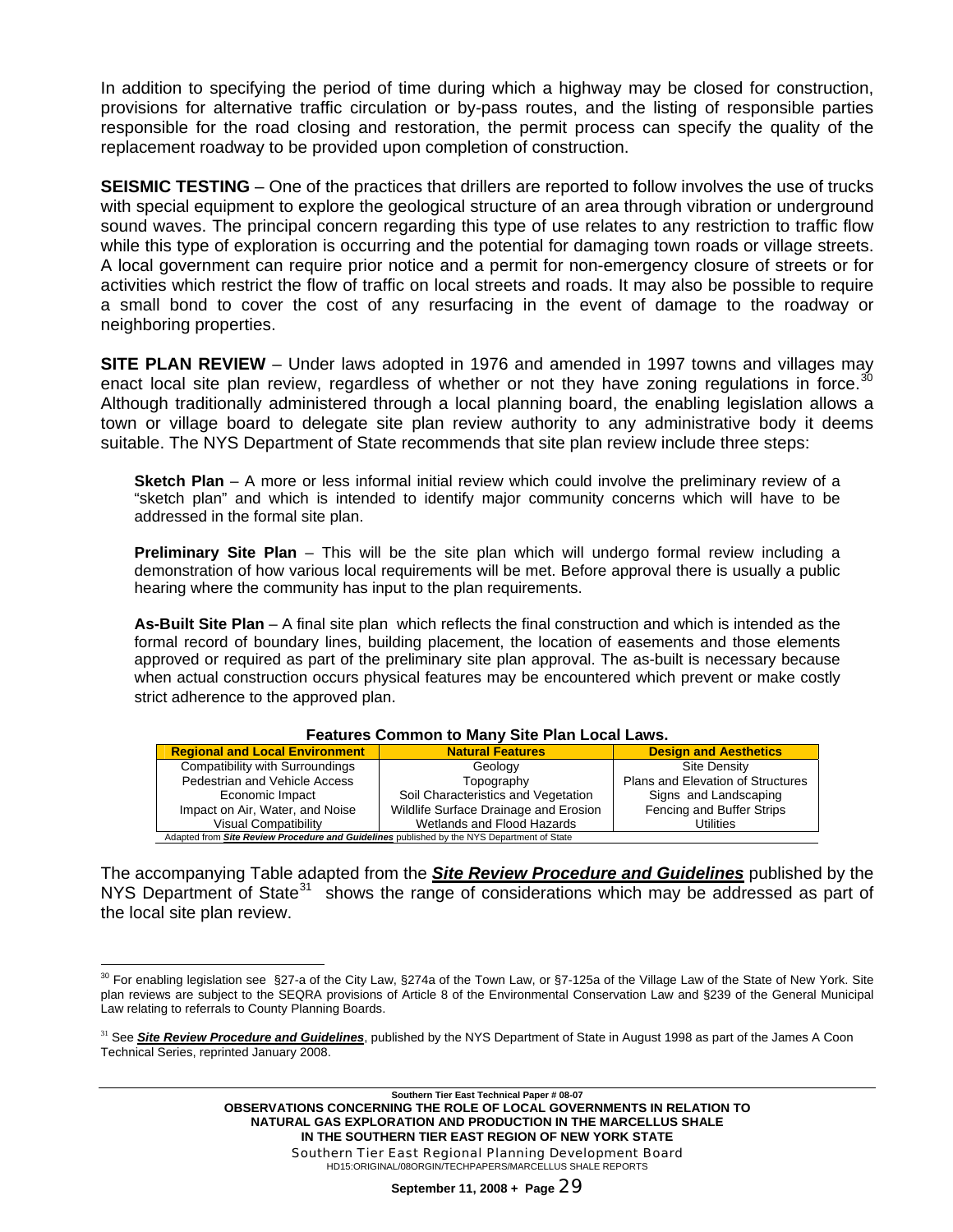In addition to specifying the period of time during which a highway may be closed for construction, provisions for alternative traffic circulation or by-pass routes, and the listing of responsible parties responsible for the road closing and restoration, the permit process can specify the quality of the replacement roadway to be provided upon completion of construction.

**SEISMIC TESTING** – One of the practices that drillers are reported to follow involves the use of trucks with special equipment to explore the geological structure of an area through vibration or underground sound waves. The principal concern regarding this type of use relates to any restriction to traffic flow while this type of exploration is occurring and the potential for damaging town roads or village streets. A local government can require prior notice and a permit for non-emergency closure of streets or for activities which restrict the flow of traffic on local streets and roads. It may also be possible to require a small bond to cover the cost of any resurfacing in the event of damage to the roadway or neighboring properties.

**SITE PLAN REVIEW** – Under laws adopted in 1976 and amended in 1997 towns and villages may enact local site plan review, regardless of whether or not they have zoning regulations in force.[30] Although traditionally administered through a local planning board, the enabling legislation allows a town or village board to delegate site plan review authority to any administrative body it deems suitable. The NYS Department of State recommends that site plan review include three steps:

**Sketch Plan** – A more or less informal initial review which could involve the preliminary review of a "sketch plan" and which is intended to identify major community concerns which will have to be addressed in the formal site plan.

**Preliminary Site Plan** – This will be the site plan which will undergo formal review including a demonstration of how various local requirements will be met. Before approval there is usually a public hearing where the community has input to the plan requirements.

**As-Built Site Plan** – A final site plan which reflects the final construction and which is intended as the formal record of boundary lines, building placement, the location of easements and those elements approved or required as part of the preliminary site plan approval. The as-built is necessary because when actual construction occurs physical features may be encountered which prevent or make costly strict adherence to the approved plan.

**Features Common to Many Site Plan Local Laws.**

| Regional and Local Environment | Natural Features | Design and Aesthetics |
|---|---|---|
| Compatibility with Surroundings | Geology | Site Density |
| Pedestrian and Vehicle Access | Topography | Plans and Elevation of Structures |
| Economic Impact | Soil Characteristics and Vegetation | Signs and Landscaping |
| Impact on Air, Water, and Noise | Wildlife Surface Drainage and Erosion | Fencing and Buffer Strips |
| Visual Compatibility | Wetlands and Flood Hazards | Utilities |

Adapted from ***Site Review Procedure and Guidelines*** published by the NYS Department of State

The accompanying Table adapted from the ***Site Review Procedure and Guidelines*** published by the NYS Department of State[31] shows the range of considerations which may be addressed as part of the local site plan review.

[30] For enabling legislation see §27-a of the City Law, §274a of the Town Law, or §7-125a of the Village Law of the State of New York. Site plan reviews are subject to the SEQRA provisions of Article 8 of the Environmental Conservation Law and §239 of the General Municipal Law relating to referrals to County Planning Boards.

[31] See ***Site Review Procedure and Guidelines***, published by the NYS Department of State in August 1998 as part of the James A Coon Technical Series, reprinted January 2008.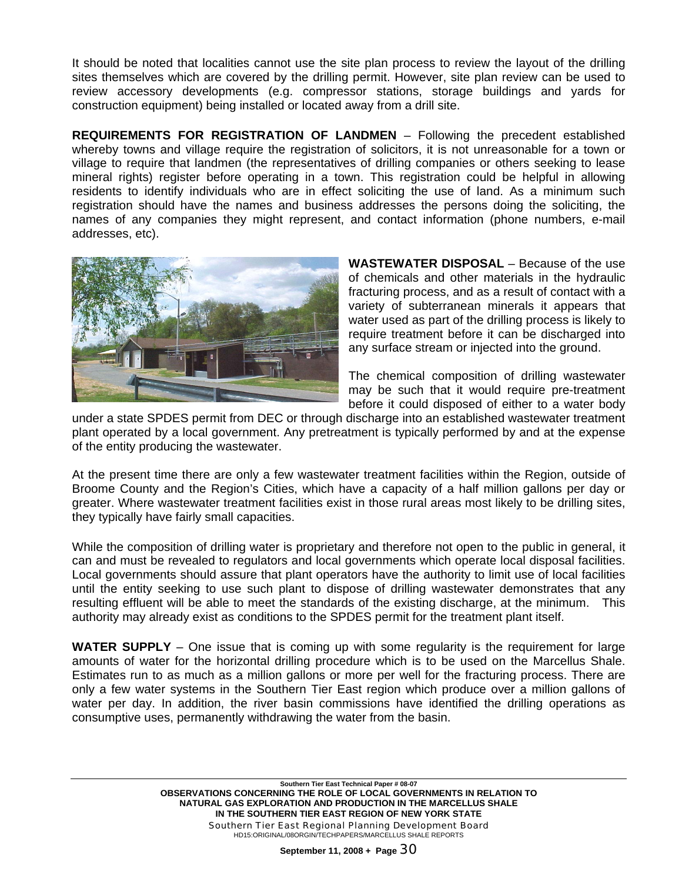It should be noted that localities cannot use the site plan process to review the layout of the drilling sites themselves which are covered by the drilling permit. However, site plan review can be used to review accessory developments (e.g. compressor stations, storage buildings and yards for construction equipment) being installed or located away from a drill site.

**REQUIREMENTS FOR REGISTRATION OF LANDMEN** – Following the precedent established whereby towns and village require the registration of solicitors, it is not unreasonable for a town or village to require that landmen (the representatives of drilling companies or others seeking to lease mineral rights) register before operating in a town. This registration could be helpful in allowing residents to identify individuals who are in effect soliciting the use of land. As a minimum such registration should have the names and business addresses the persons doing the soliciting, the names of any companies they might represent, and contact information (phone numbers, e-mail addresses, etc).

**WASTEWATER DISPOSAL** – Because of the use of chemicals and other materials in the hydraulic fracturing process, and as a result of contact with a variety of subterranean minerals it appears that water used as part of the drilling process is likely to require treatment before it can be discharged into any surface stream or injected into the ground.

The chemical composition of drilling wastewater may be such that it would require pre-treatment before it could disposed of either to a water body under a state SPDES permit from DEC or through discharge into an established wastewater treatment plant operated by a local government. Any pretreatment is typically performed by and at the expense of the entity producing the wastewater.

At the present time there are only a few wastewater treatment facilities within the Region, outside of Broome County and the Region's Cities, which have a capacity of a half million gallons per day or greater. Where wastewater treatment facilities exist in those rural areas most likely to be drilling sites, they typically have fairly small capacities.

While the composition of drilling water is proprietary and therefore not open to the public in general, it can and must be revealed to regulators and local governments which operate local disposal facilities. Local governments should assure that plant operators have the authority to limit use of local facilities until the entity seeking to use such plant to dispose of drilling wastewater demonstrates that any resulting effluent will be able to meet the standards of the existing discharge, at the minimum. This authority may already exist as conditions to the SPDES permit for the treatment plant itself.

**WATER SUPPLY** – One issue that is coming up with some regularity is the requirement for large amounts of water for the horizontal drilling procedure which is to be used on the Marcellus Shale. Estimates run to as much as a million gallons or more per well for the fracturing process. There are only a few water systems in the Southern Tier East region which produce over a million gallons of water per day. In addition, the river basin commissions have identified the drilling operations as consumptive uses, permanently withdrawing the water from the basin.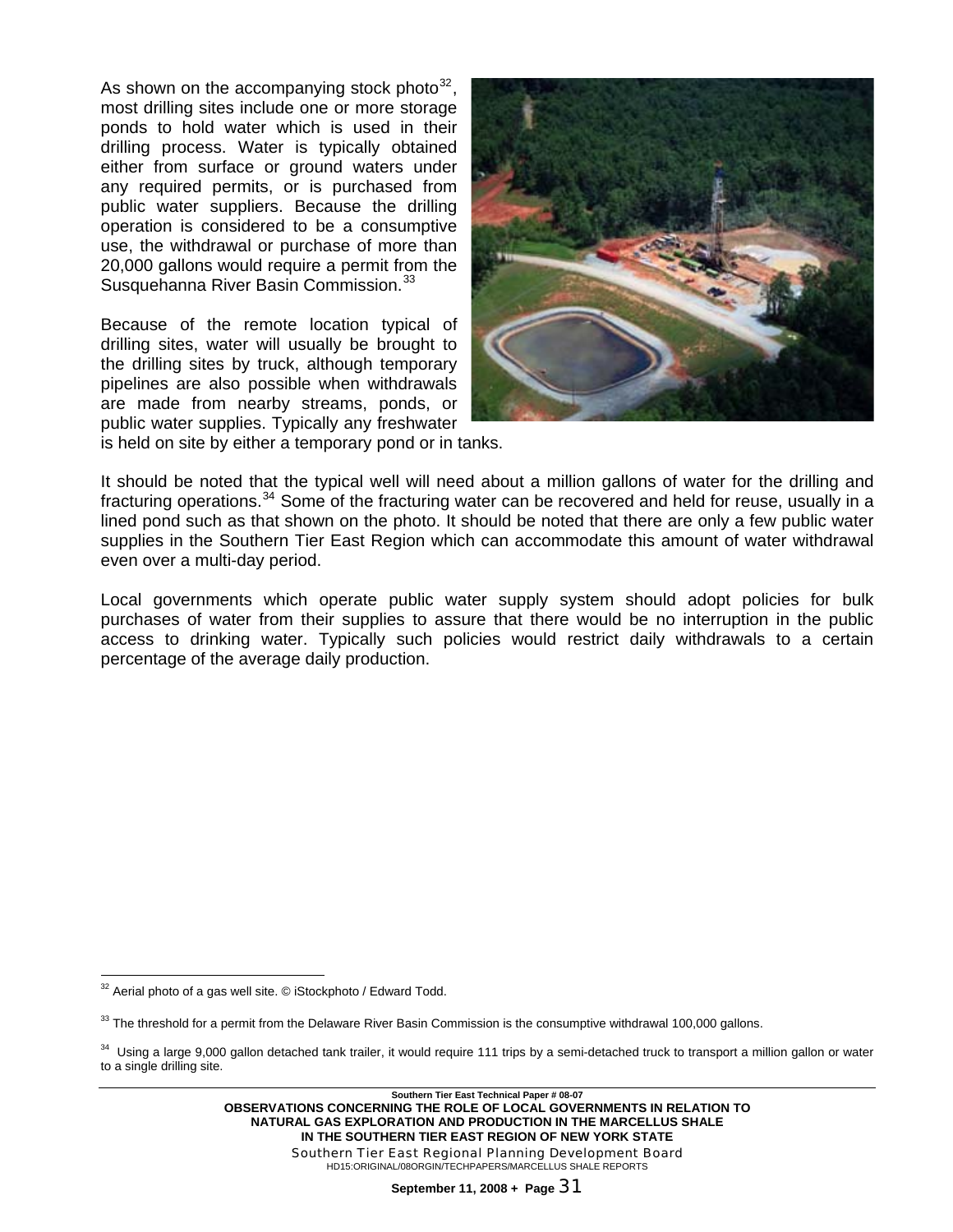As shown on the accompanying stock photo[32], most drilling sites include one or more storage ponds to hold water which is used in their drilling process. Water is typically obtained either from surface or ground waters under any required permits, or is purchased from public water suppliers. Because the drilling operation is considered to be a consumptive use, the withdrawal or purchase of more than 20,000 gallons would require a permit from the Susquehanna River Basin Commission.[33]

Because of the remote location typical of drilling sites, water will usually be brought to the drilling sites by truck, although temporary pipelines are also possible when withdrawals are made from nearby streams, ponds, or public water supplies. Typically any freshwater is held on site by either a temporary pond or in tanks.

It should be noted that the typical well will need about a million gallons of water for the drilling and fracturing operations.[34] Some of the fracturing water can be recovered and held for reuse, usually in a lined pond such as that shown on the photo. It should be noted that there are only a few public water supplies in the Southern Tier East Region which can accommodate this amount of water withdrawal even over a multi-day period.

Local governments which operate public water supply system should adopt policies for bulk purchases of water from their supplies to assure that there would be no interruption in the public access to drinking water. Typically such policies would restrict daily withdrawals to a certain percentage of the average daily production.

---

[32] Aerial photo of a gas well site. © iStockphoto / Edward Todd.

[33] The threshold for a permit from the Delaware River Basin Commission is the consumptive withdrawal 100,000 gallons.

[34] Using a large 9,000 gallon detached tank trailer, it would require 111 trips by a semi-detached truck to transport a million gallon or water to a single drilling site.